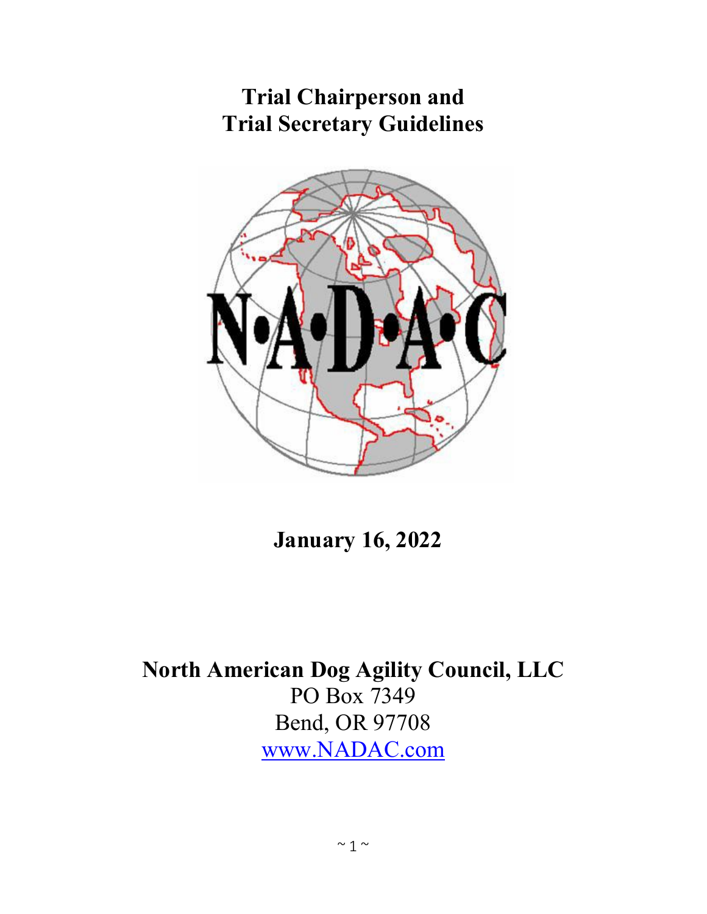# Trial Chairperson and Trial Secretary Guidelines

N•A•D•A•C

**January 16, 2022**

**North American Dog Agility Council, LLC**

PO Box 7349

Bend, OR 97708

www.NADAC.com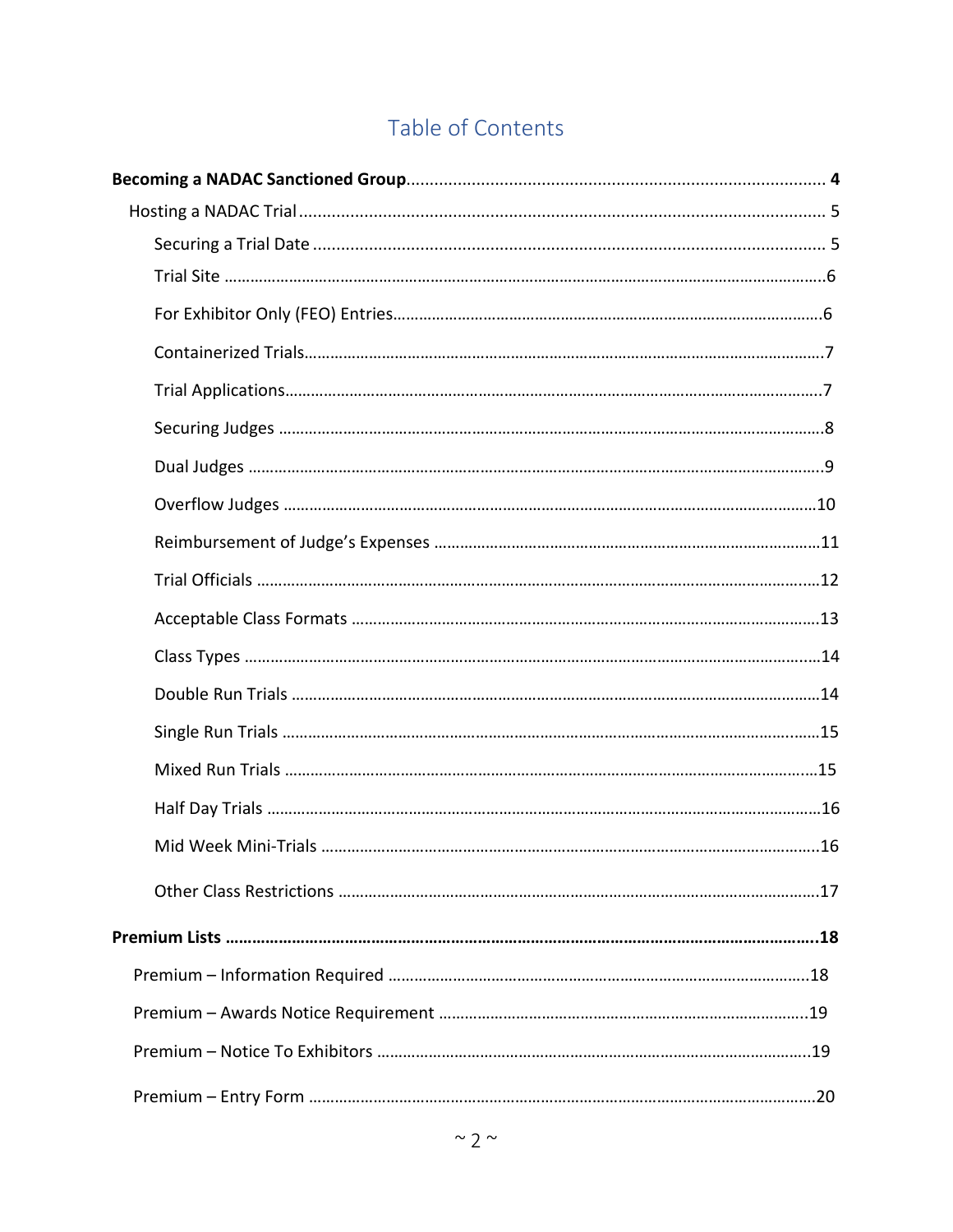# Table of Contents

**Becoming a NADAC Sanctioned Group** .......... **4**

- Hosting a NADAC Trial .......... 5
  - Securing a Trial Date .......... 5
  - Trial Site .......... 6
  - For Exhibitor Only (FEO) Entries .......... 6
  - Containerized Trials .......... 7
  - Trial Applications .......... 7
  - Securing Judges .......... 8
  - Dual Judges .......... 9
  - Overflow Judges .......... 10
  - Reimbursement of Judge's Expenses .......... 11
  - Trial Officials .......... 12
  - Acceptable Class Formats .......... 13
  - Class Types .......... 14
  - Double Run Trials .......... 14
  - Single Run Trials .......... 15
  - Mixed Run Trials .......... 15
  - Half Day Trials .......... 16
  - Mid Week Mini-Trials .......... 16
  - Other Class Restrictions .......... 17

**Premium Lists** .......... **18**

- Premium – Information Required .......... 18
- Premium – Awards Notice Requirement .......... 19
- Premium – Notice To Exhibitors .......... 19
- Premium – Entry Form .......... 20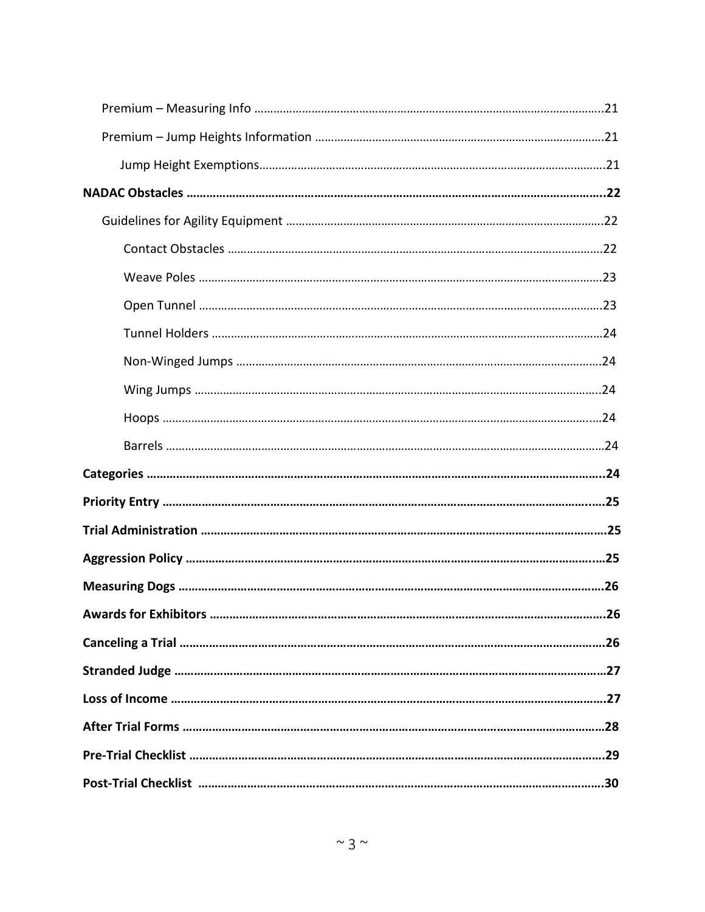Premium – Measuring Info .....21

Premium – Jump Heights Information .....21

Jump Height Exemptions.....21

**NADAC Obstacles .....22**

Guidelines for Agility Equipment .....22

Contact Obstacles .....22

Weave Poles .....23

Open Tunnel .....23

Tunnel Holders .....24

Non-Winged Jumps .....24

Wing Jumps .....24

Hoops .....24

Barrels .....24

**Categories .....24**

**Priority Entry .....25**

**Trial Administration .....25**

**Aggression Policy .....25**

**Measuring Dogs .....26**

**Awards for Exhibitors .....26**

**Canceling a Trial .....26**

**Stranded Judge .....27**

**Loss of Income .....27**

**After Trial Forms .....28**

**Pre-Trial Checklist .....29**

**Post-Trial Checklist .....30**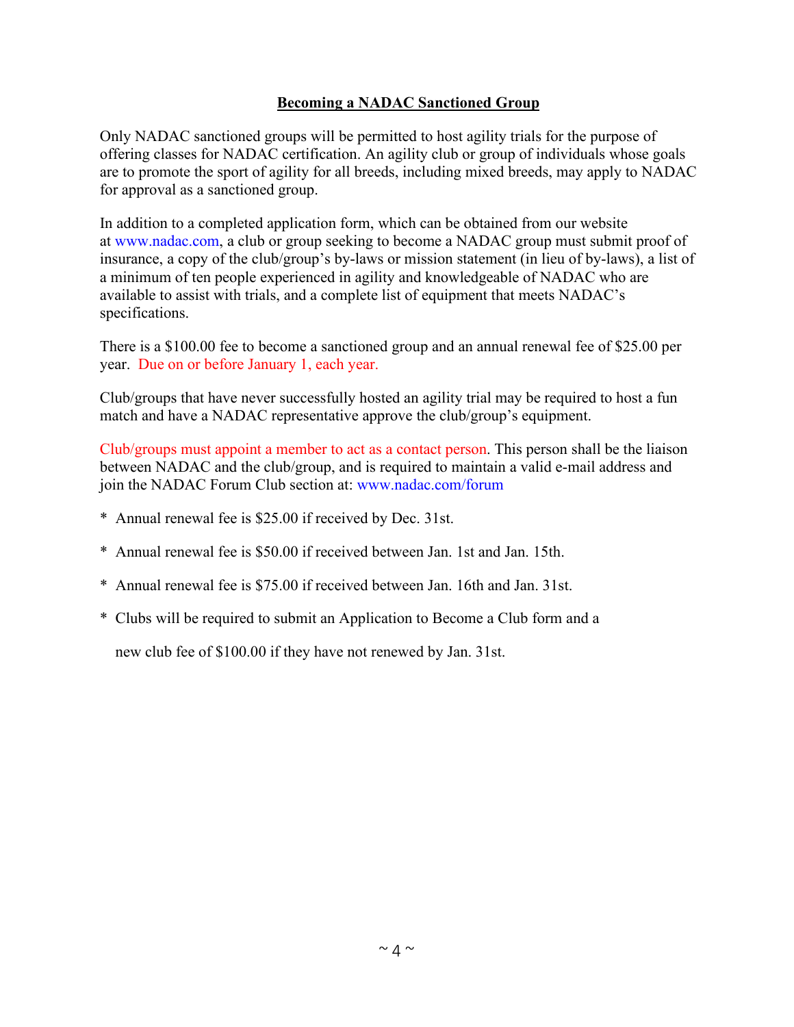## Becoming a NADAC Sanctioned Group

Only NADAC sanctioned groups will be permitted to host agility trials for the purpose of offering classes for NADAC certification. An agility club or group of individuals whose goals are to promote the sport of agility for all breeds, including mixed breeds, may apply to NADAC for approval as a sanctioned group.

In addition to a completed application form, which can be obtained from our website at www.nadac.com, a club or group seeking to become a NADAC group must submit proof of insurance, a copy of the club/group's by-laws or mission statement (in lieu of by-laws), a list of a minimum of ten people experienced in agility and knowledgeable of NADAC who are available to assist with trials, and a complete list of equipment that meets NADAC's specifications.

There is a $100.00 fee to become a sanctioned group and an annual renewal fee of $25.00 per year. Due on or before January 1, each year.

Club/groups that have never successfully hosted an agility trial may be required to host a fun match and have a NADAC representative approve the club/group's equipment.

Club/groups must appoint a member to act as a contact person. This person shall be the liaison between NADAC and the club/group, and is required to maintain a valid e-mail address and join the NADAC Forum Club section at: www.nadac.com/forum

* Annual renewal fee is $25.00 if received by Dec. 31st.
* Annual renewal fee is $50.00 if received between Jan. 1st and Jan. 15th.
* Annual renewal fee is $75.00 if received between Jan. 16th and Jan. 31st.
* Clubs will be required to submit an Application to Become a Club form and a new club fee of $100.00 if they have not renewed by Jan. 31st.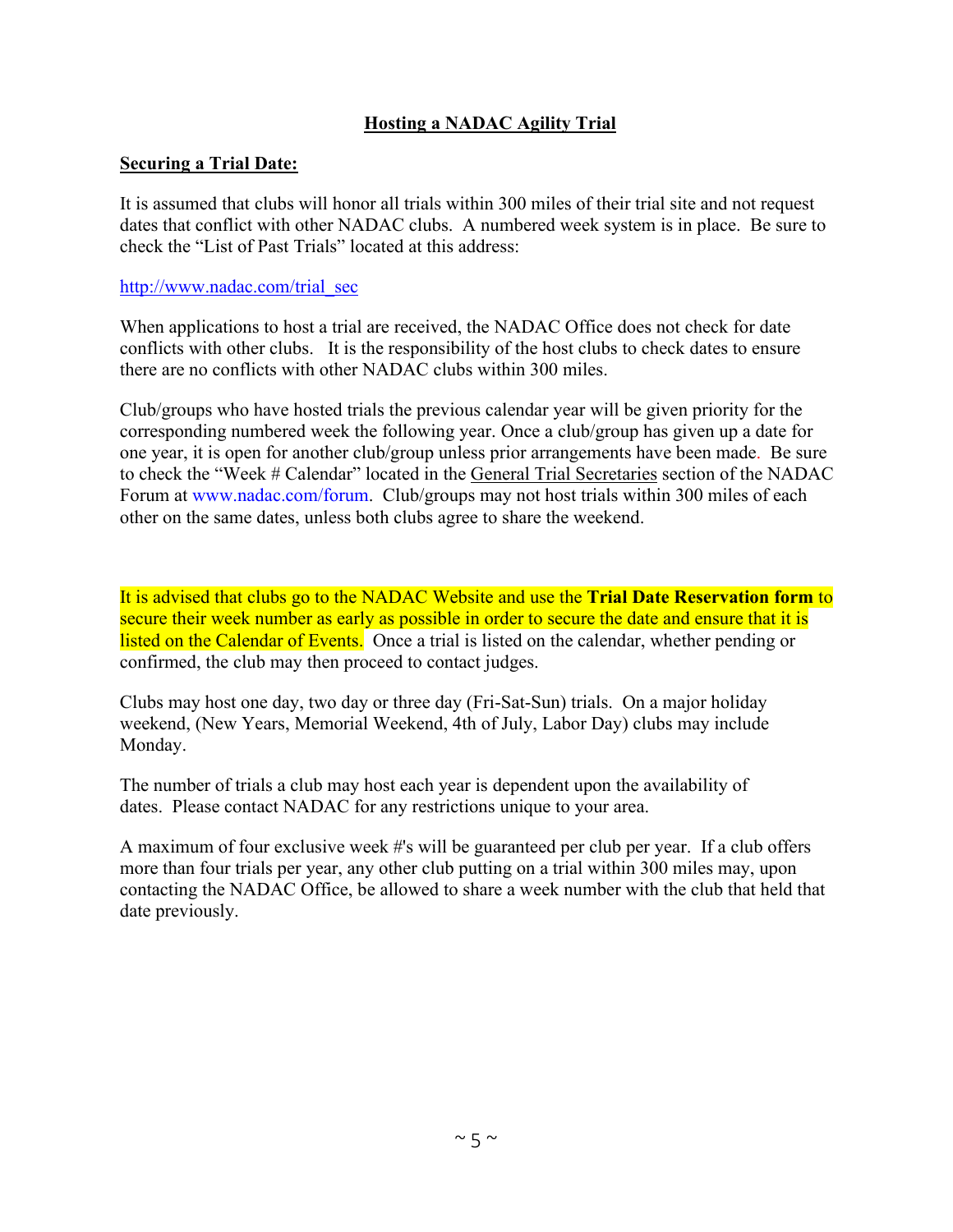# Hosting a NADAC Agility Trial

## Securing a Trial Date:

It is assumed that clubs will honor all trials within 300 miles of their trial site and not request dates that conflict with other NADAC clubs. A numbered week system is in place. Be sure to check the "List of Past Trials" located at this address:

http://www.nadac.com/trial_sec

When applications to host a trial are received, the NADAC Office does not check for date conflicts with other clubs. It is the responsibility of the host clubs to check dates to ensure there are no conflicts with other NADAC clubs within 300 miles.

Club/groups who have hosted trials the previous calendar year will be given priority for the corresponding numbered week the following year. Once a club/group has given up a date for one year, it is open for another club/group unless prior arrangements have been made. Be sure to check the "Week # Calendar" located in the General Trial Secretaries section of the NADAC Forum at www.nadac.com/forum. Club/groups may not host trials within 300 miles of each other on the same dates, unless both clubs agree to share the weekend.

It is advised that clubs go to the NADAC Website and use the **Trial Date Reservation form** to secure their week number as early as possible in order to secure the date and ensure that it is listed on the Calendar of Events. Once a trial is listed on the calendar, whether pending or confirmed, the club may then proceed to contact judges.

Clubs may host one day, two day or three day (Fri-Sat-Sun) trials. On a major holiday weekend, (New Years, Memorial Weekend, 4th of July, Labor Day) clubs may include Monday.

The number of trials a club may host each year is dependent upon the availability of dates. Please contact NADAC for any restrictions unique to your area.

A maximum of four exclusive week #'s will be guaranteed per club per year. If a club offers more than four trials per year, any other club putting on a trial within 300 miles may, upon contacting the NADAC Office, be allowed to share a week number with the club that held that date previously.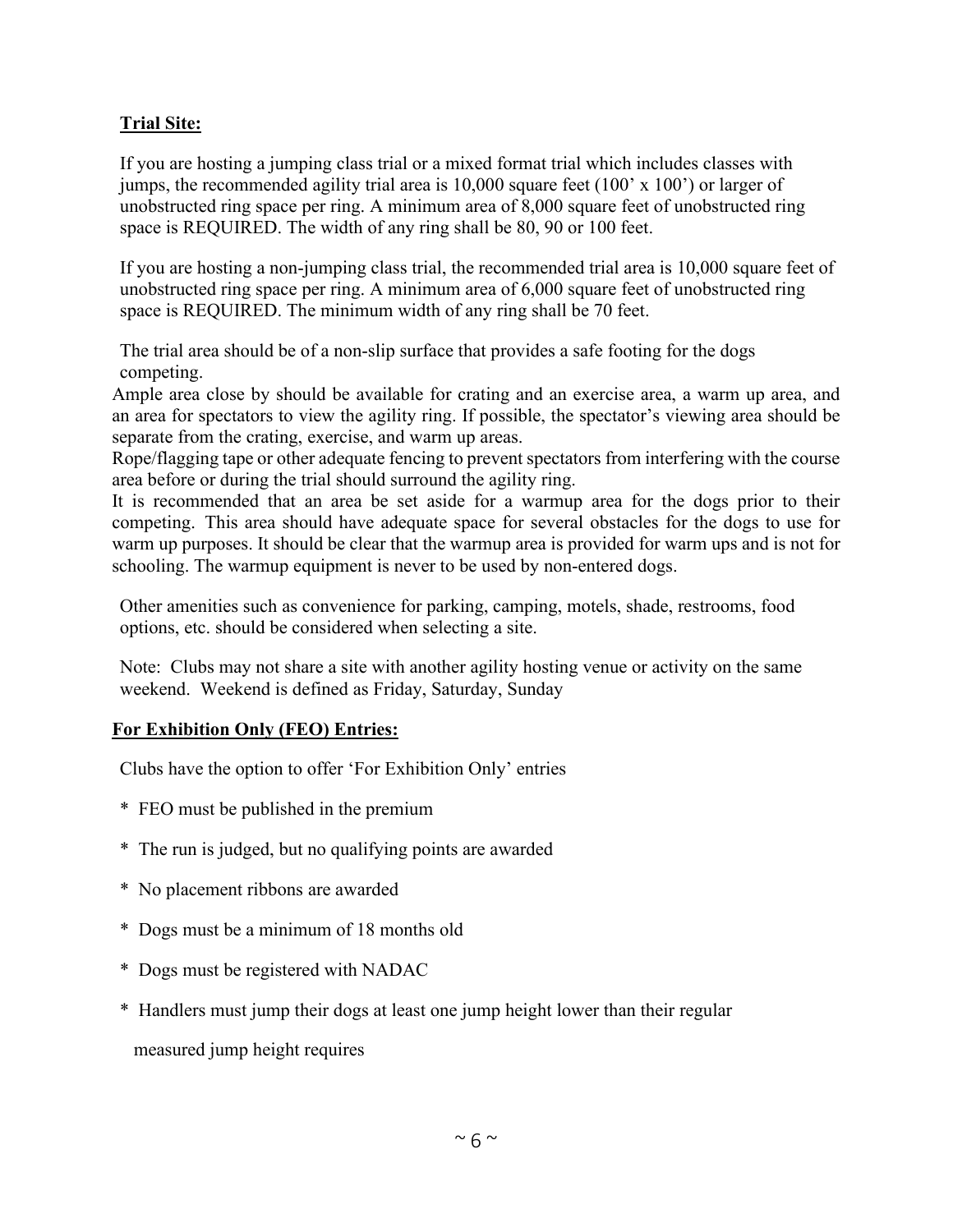**Trial Site:**

If you are hosting a jumping class trial or a mixed format trial which includes classes with jumps, the recommended agility trial area is 10,000 square feet (100' x 100') or larger of unobstructed ring space per ring. A minimum area of 8,000 square feet of unobstructed ring space is REQUIRED. The width of any ring shall be 80, 90 or 100 feet.

If you are hosting a non-jumping class trial, the recommended trial area is 10,000 square feet of unobstructed ring space per ring. A minimum area of 6,000 square feet of unobstructed ring space is REQUIRED. The minimum width of any ring shall be 70 feet.

The trial area should be of a non-slip surface that provides a safe footing for the dogs competing.

Ample area close by should be available for crating and an exercise area, a warm up area, and an area for spectators to view the agility ring. If possible, the spectator's viewing area should be separate from the crating, exercise, and warm up areas.

Rope/flagging tape or other adequate fencing to prevent spectators from interfering with the course area before or during the trial should surround the agility ring.

It is recommended that an area be set aside for a warmup area for the dogs prior to their competing. This area should have adequate space for several obstacles for the dogs to use for warm up purposes. It should be clear that the warmup area is provided for warm ups and is not for schooling. The warmup equipment is never to be used by non-entered dogs.

Other amenities such as convenience for parking, camping, motels, shade, restrooms, food options, etc. should be considered when selecting a site.

Note: Clubs may not share a site with another agility hosting venue or activity on the same weekend. Weekend is defined as Friday, Saturday, Sunday

**For Exhibition Only (FEO) Entries:**

Clubs have the option to offer 'For Exhibition Only' entries

* FEO must be published in the premium
* The run is judged, but no qualifying points are awarded
* No placement ribbons are awarded
* Dogs must be a minimum of 18 months old
* Dogs must be registered with NADAC
* Handlers must jump their dogs at least one jump height lower than their regular measured jump height requires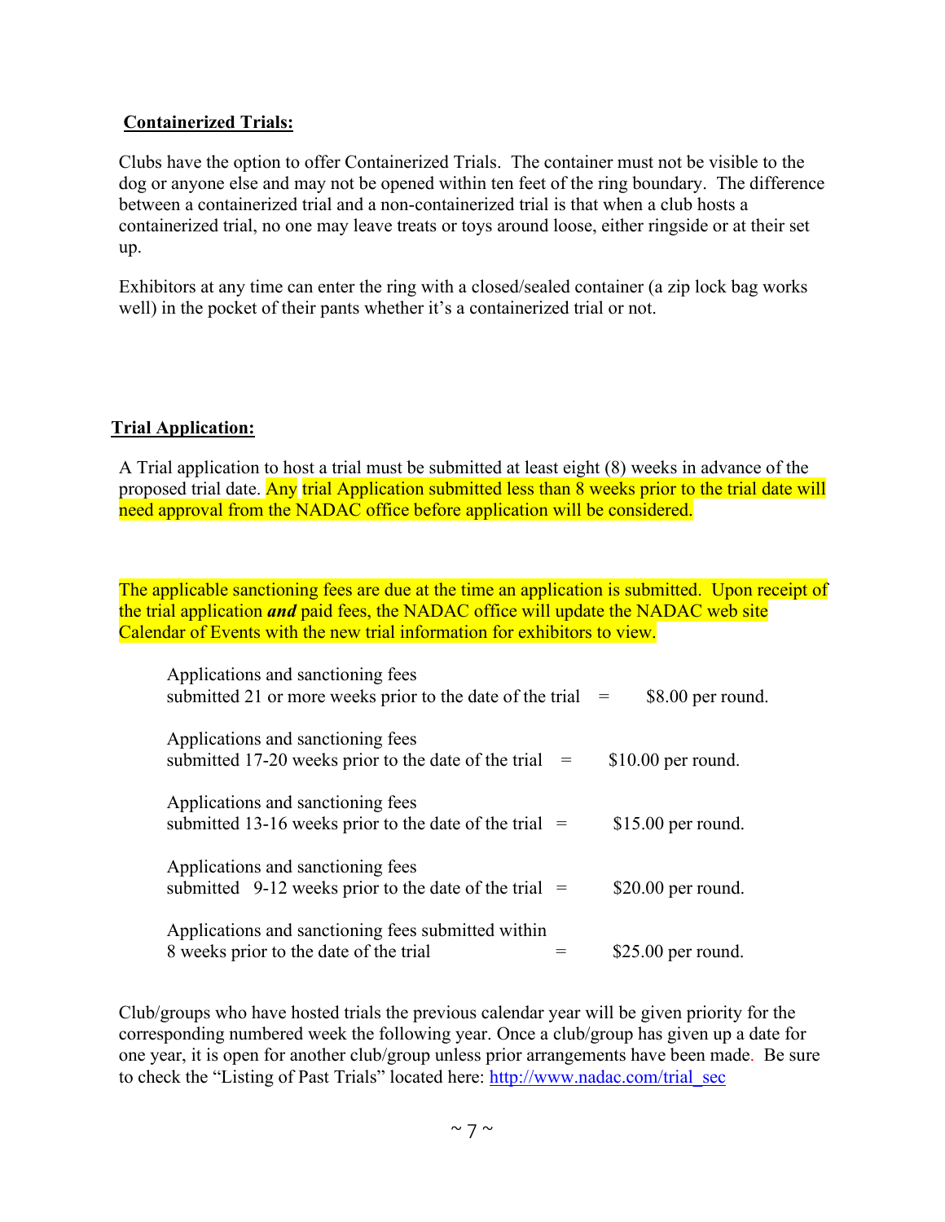**Containerized Trials:**

Clubs have the option to offer Containerized Trials. The container must not be visible to the dog or anyone else and may not be opened within ten feet of the ring boundary. The difference between a containerized trial and a non-containerized trial is that when a club hosts a containerized trial, no one may leave treats or toys around loose, either ringside or at their set up.

Exhibitors at any time can enter the ring with a closed/sealed container (a zip lock bag works well) in the pocket of their pants whether it's a containerized trial or not.

**Trial Application:**

A Trial application to host a trial must be submitted at least eight (8) weeks in advance of the proposed trial date. Any trial Application submitted less than 8 weeks prior to the trial date will need approval from the NADAC office before application will be considered.

The applicable sanctioning fees are due at the time an application is submitted. Upon receipt of the trial application ***and*** paid fees, the NADAC office will update the NADAC web site Calendar of Events with the new trial information for exhibitors to view.

| | | |
|---|---|---|
| Applications and sanctioning fees submitted 21 or more weeks prior to the date of the trial | = | $8.00 per round. |
| Applications and sanctioning fees submitted 17-20 weeks prior to the date of the trial | = | $10.00 per round. |
| Applications and sanctioning fees submitted 13-16 weeks prior to the date of the trial | = | $15.00 per round. |
| Applications and sanctioning fees submitted 9-12 weeks prior to the date of the trial | = | $20.00 per round. |
| Applications and sanctioning fees submitted within 8 weeks prior to the date of the trial | = | $25.00 per round. |

Club/groups who have hosted trials the previous calendar year will be given priority for the corresponding numbered week the following year. Once a club/group has given up a date for one year, it is open for another club/group unless prior arrangements have been made. Be sure to check the "Listing of Past Trials" located here: http://www.nadac.com/trial_sec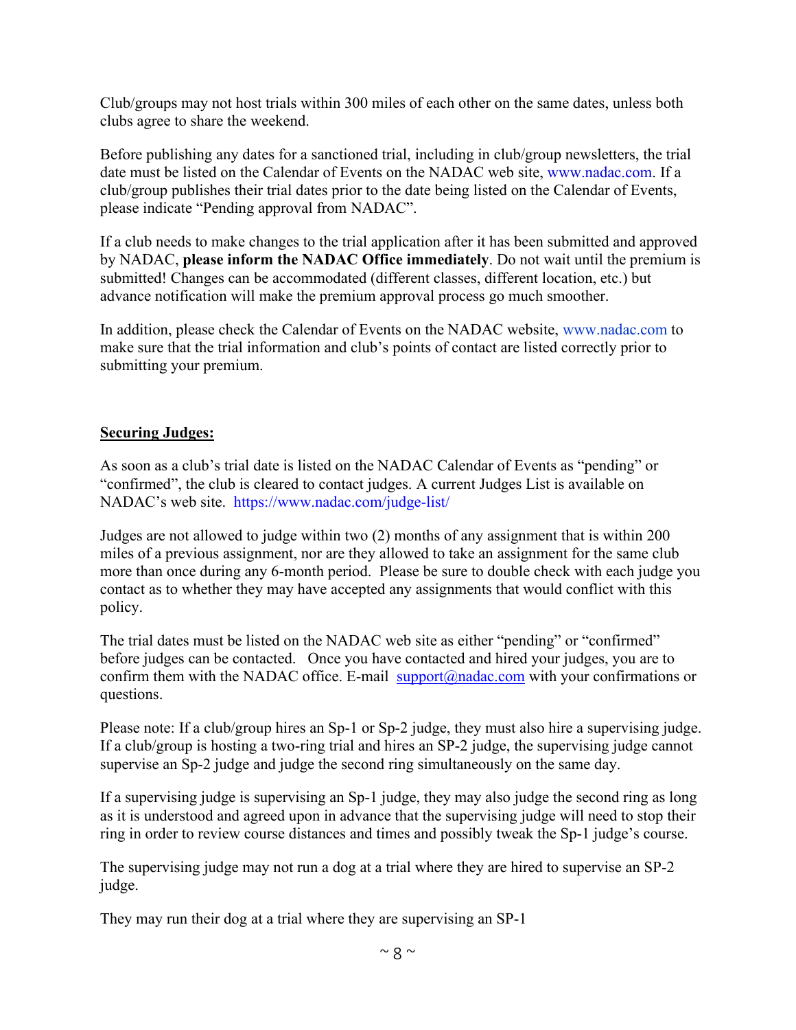Club/groups may not host trials within 300 miles of each other on the same dates, unless both clubs agree to share the weekend.

Before publishing any dates for a sanctioned trial, including in club/group newsletters, the trial date must be listed on the Calendar of Events on the NADAC web site, www.nadac.com. If a club/group publishes their trial dates prior to the date being listed on the Calendar of Events, please indicate "Pending approval from NADAC".

If a club needs to make changes to the trial application after it has been submitted and approved by NADAC, **please inform the NADAC Office immediately**. Do not wait until the premium is submitted! Changes can be accommodated (different classes, different location, etc.) but advance notification will make the premium approval process go much smoother.

In addition, please check the Calendar of Events on the NADAC website, www.nadac.com to make sure that the trial information and club's points of contact are listed correctly prior to submitting your premium.

**Securing Judges:**

As soon as a club's trial date is listed on the NADAC Calendar of Events as "pending" or "confirmed", the club is cleared to contact judges. A current Judges List is available on NADAC's web site. https://www.nadac.com/judge-list/

Judges are not allowed to judge within two (2) months of any assignment that is within 200 miles of a previous assignment, nor are they allowed to take an assignment for the same club more than once during any 6-month period. Please be sure to double check with each judge you contact as to whether they may have accepted any assignments that would conflict with this policy.

The trial dates must be listed on the NADAC web site as either "pending" or "confirmed" before judges can be contacted. Once you have contacted and hired your judges, you are to confirm them with the NADAC office. E-mail support@nadac.com with your confirmations or questions.

Please note: If a club/group hires an Sp-1 or Sp-2 judge, they must also hire a supervising judge. If a club/group is hosting a two-ring trial and hires an SP-2 judge, the supervising judge cannot supervise an Sp-2 judge and judge the second ring simultaneously on the same day.

If a supervising judge is supervising an Sp-1 judge, they may also judge the second ring as long as it is understood and agreed upon in advance that the supervising judge will need to stop their ring in order to review course distances and times and possibly tweak the Sp-1 judge's course.

The supervising judge may not run a dog at a trial where they are hired to supervise an SP-2 judge.

They may run their dog at a trial where they are supervising an SP-1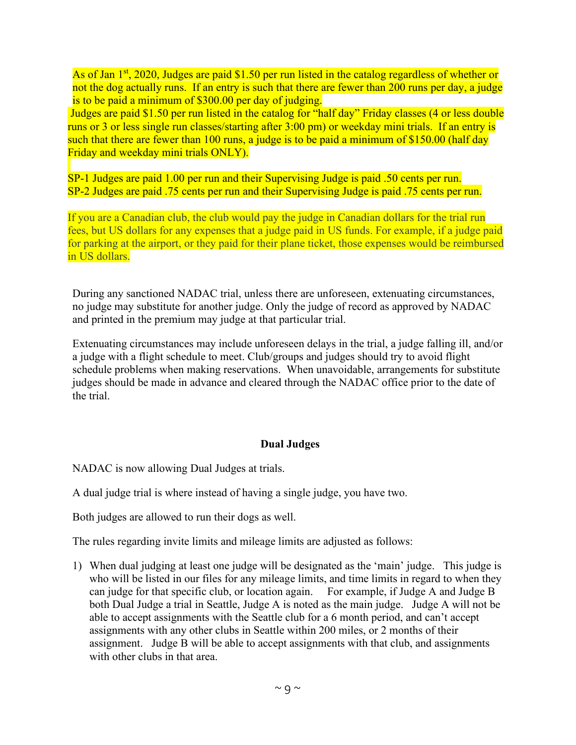As of Jan 1st, 2020, Judges are paid $1.50 per run listed in the catalog regardless of whether or not the dog actually runs. If an entry is such that there are fewer than 200 runs per day, a judge is to be paid a minimum of $300.00 per day of judging.

Judges are paid $1.50 per run listed in the catalog for "half day" Friday classes (4 or less double runs or 3 or less single run classes/starting after 3:00 pm) or weekday mini trials. If an entry is such that there are fewer than 100 runs, a judge is to be paid a minimum of $150.00 (half day Friday and weekday mini trials ONLY).

SP-1 Judges are paid 1.00 per run and their Supervising Judge is paid .50 cents per run.
SP-2 Judges are paid .75 cents per run and their Supervising Judge is paid .75 cents per run.

If you are a Canadian club, the club would pay the judge in Canadian dollars for the trial run fees, but US dollars for any expenses that a judge paid in US funds. For example, if a judge paid for parking at the airport, or they paid for their plane ticket, those expenses would be reimbursed in US dollars.

During any sanctioned NADAC trial, unless there are unforeseen, extenuating circumstances, no judge may substitute for another judge. Only the judge of record as approved by NADAC and printed in the premium may judge at that particular trial.

Extenuating circumstances may include unforeseen delays in the trial, a judge falling ill, and/or a judge with a flight schedule to meet. Club/groups and judges should try to avoid flight schedule problems when making reservations. When unavoidable, arrangements for substitute judges should be made in advance and cleared through the NADAC office prior to the date of the trial.

**Dual Judges**

NADAC is now allowing Dual Judges at trials.

A dual judge trial is where instead of having a single judge, you have two.

Both judges are allowed to run their dogs as well.

The rules regarding invite limits and mileage limits are adjusted as follows:

1) When dual judging at least one judge will be designated as the 'main' judge. This judge is who will be listed in our files for any mileage limits, and time limits in regard to when they can judge for that specific club, or location again. For example, if Judge A and Judge B both Dual Judge a trial in Seattle, Judge A is noted as the main judge. Judge A will not be able to accept assignments with the Seattle club for a 6 month period, and can't accept assignments with any other clubs in Seattle within 200 miles, or 2 months of their assignment. Judge B will be able to accept assignments with that club, and assignments with other clubs in that area.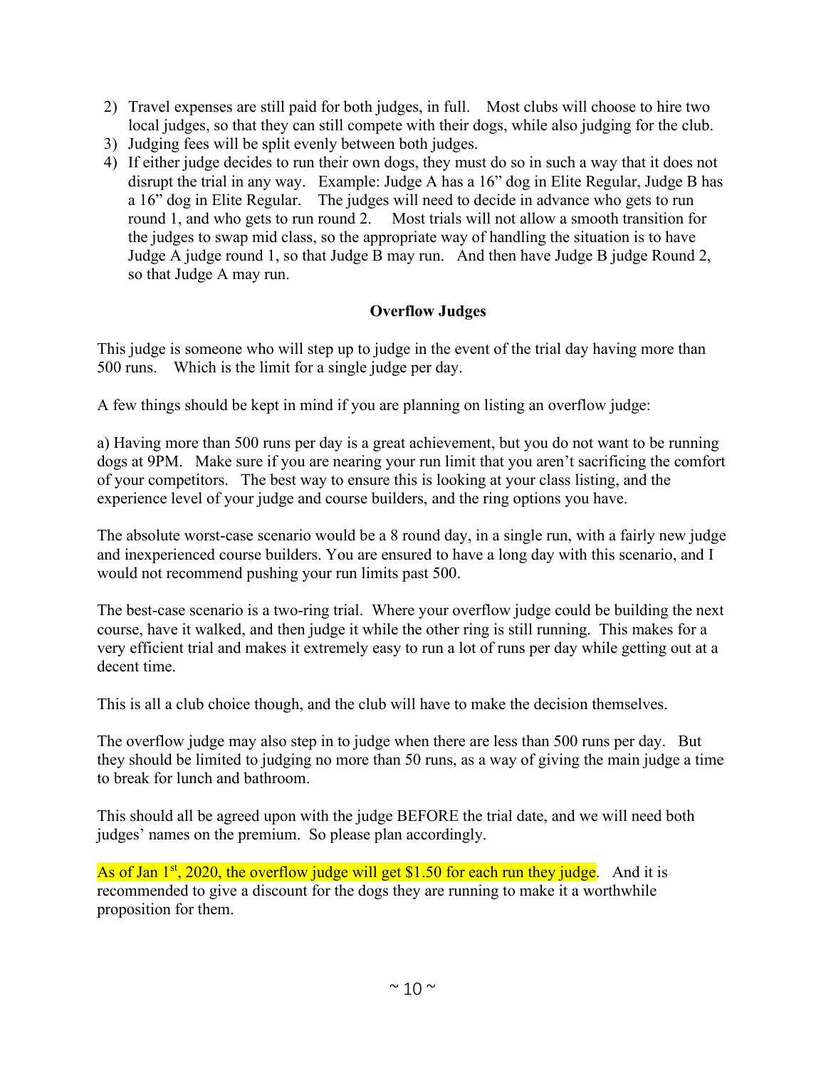2) Travel expenses are still paid for both judges, in full. Most clubs will choose to hire two local judges, so that they can still compete with their dogs, while also judging for the club.
3) Judging fees will be split evenly between both judges.
4) If either judge decides to run their own dogs, they must do so in such a way that it does not disrupt the trial in any way. Example: Judge A has a 16" dog in Elite Regular, Judge B has a 16" dog in Elite Regular. The judges will need to decide in advance who gets to run round 1, and who gets to run round 2. Most trials will not allow a smooth transition for the judges to swap mid class, so the appropriate way of handling the situation is to have Judge A judge round 1, so that Judge B may run. And then have Judge B judge Round 2, so that Judge A may run.

**Overflow Judges**

This judge is someone who will step up to judge in the event of the trial day having more than 500 runs. Which is the limit for a single judge per day.

A few things should be kept in mind if you are planning on listing an overflow judge:

a) Having more than 500 runs per day is a great achievement, but you do not want to be running dogs at 9PM. Make sure if you are nearing your run limit that you aren't sacrificing the comfort of your competitors. The best way to ensure this is looking at your class listing, and the experience level of your judge and course builders, and the ring options you have.

The absolute worst-case scenario would be a 8 round day, in a single run, with a fairly new judge and inexperienced course builders. You are ensured to have a long day with this scenario, and I would not recommend pushing your run limits past 500.

The best-case scenario is a two-ring trial. Where your overflow judge could be building the next course, have it walked, and then judge it while the other ring is still running. This makes for a very efficient trial and makes it extremely easy to run a lot of runs per day while getting out at a decent time.

This is all a club choice though, and the club will have to make the decision themselves.

The overflow judge may also step in to judge when there are less than 500 runs per day. But they should be limited to judging no more than 50 runs, as a way of giving the main judge a time to break for lunch and bathroom.

This should all be agreed upon with the judge BEFORE the trial date, and we will need both judges' names on the premium. So please plan accordingly.

As of Jan 1st, 2020, the overflow judge will get $1.50 for each run they judge. And it is recommended to give a discount for the dogs they are running to make it a worthwhile proposition for them.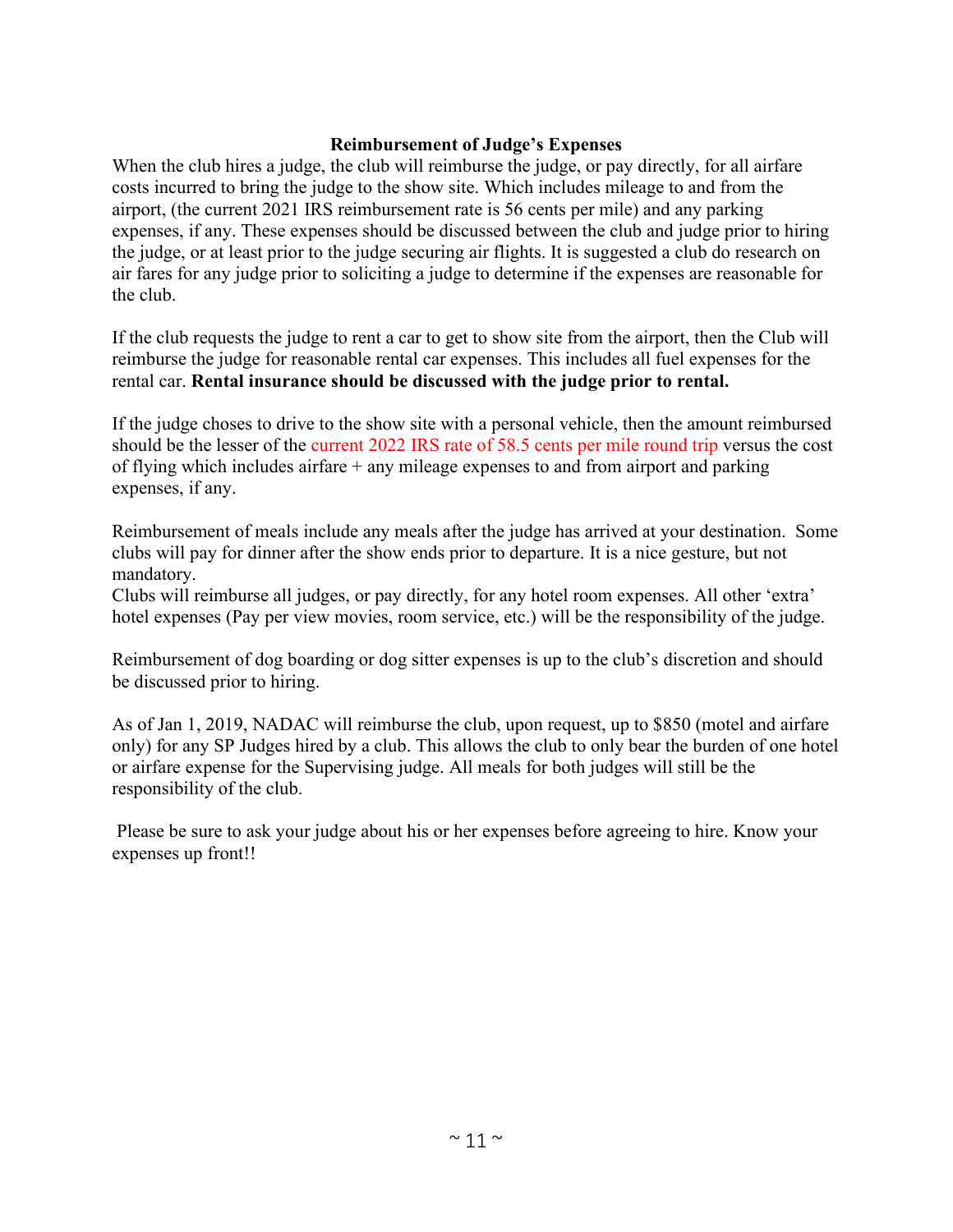**Reimbursement of Judge's Expenses**

When the club hires a judge, the club will reimburse the judge, or pay directly, for all airfare costs incurred to bring the judge to the show site. Which includes mileage to and from the airport, (the current 2021 IRS reimbursement rate is 56 cents per mile) and any parking expenses, if any. These expenses should be discussed between the club and judge prior to hiring the judge, or at least prior to the judge securing air flights. It is suggested a club do research on air fares for any judge prior to soliciting a judge to determine if the expenses are reasonable for the club.

If the club requests the judge to rent a car to get to show site from the airport, then the Club will reimburse the judge for reasonable rental car expenses. This includes all fuel expenses for the rental car. **Rental insurance should be discussed with the judge prior to rental.**

If the judge choses to drive to the show site with a personal vehicle, then the amount reimbursed should be the lesser of the current 2022 IRS rate of 58.5 cents per mile round trip versus the cost of flying which includes airfare + any mileage expenses to and from airport and parking expenses, if any.

Reimbursement of meals include any meals after the judge has arrived at your destination. Some clubs will pay for dinner after the show ends prior to departure. It is a nice gesture, but not mandatory.

Clubs will reimburse all judges, or pay directly, for any hotel room expenses. All other 'extra' hotel expenses (Pay per view movies, room service, etc.) will be the responsibility of the judge.

Reimbursement of dog boarding or dog sitter expenses is up to the club's discretion and should be discussed prior to hiring.

As of Jan 1, 2019, NADAC will reimburse the club, upon request, up to $850 (motel and airfare only) for any SP Judges hired by a club. This allows the club to only bear the burden of one hotel or airfare expense for the Supervising judge. All meals for both judges will still be the responsibility of the club.

Please be sure to ask your judge about his or her expenses before agreeing to hire. Know your expenses up front!!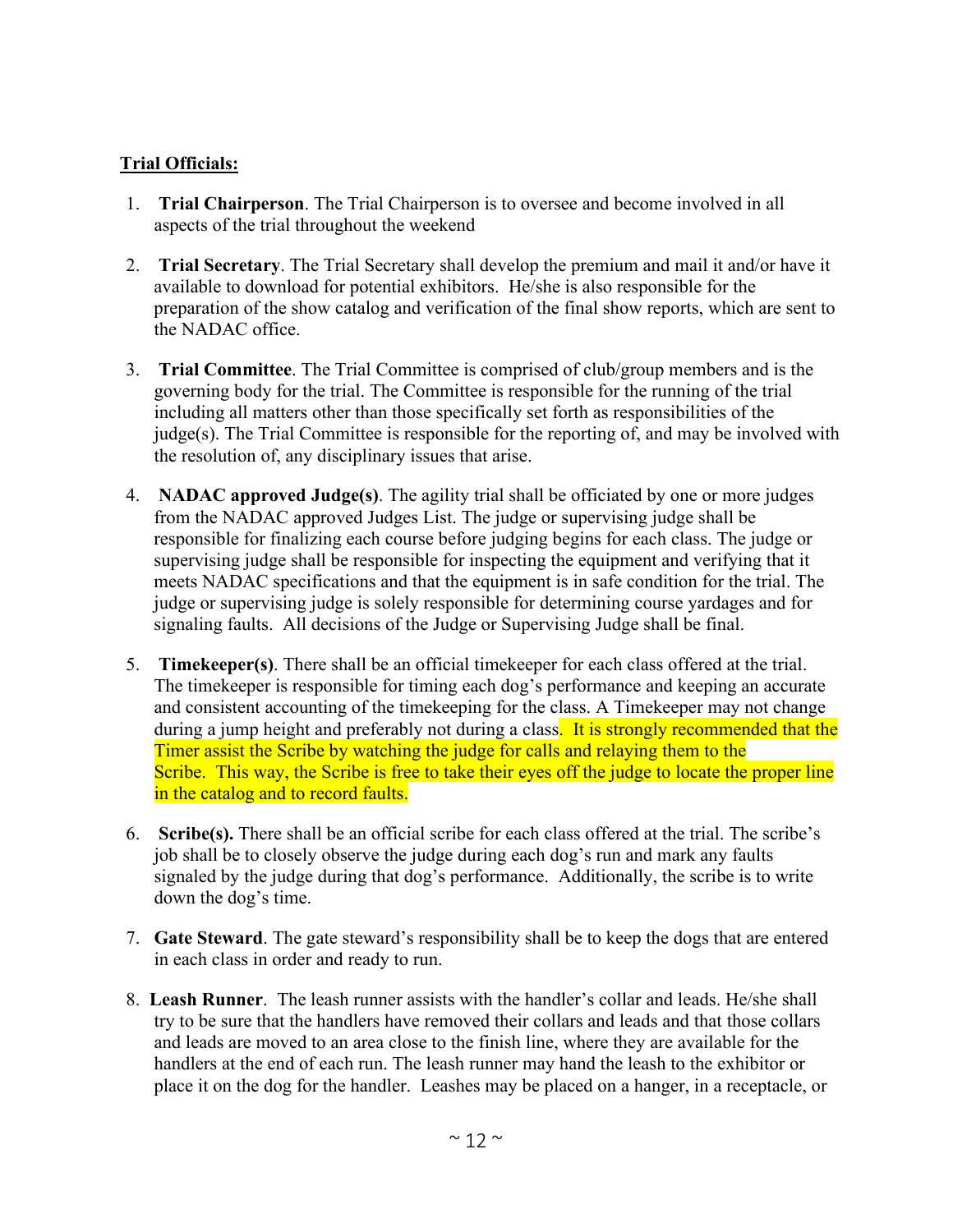**Trial Officials:**

1. **Trial Chairperson**. The Trial Chairperson is to oversee and become involved in all aspects of the trial throughout the weekend

2. **Trial Secretary**. The Trial Secretary shall develop the premium and mail it and/or have it available to download for potential exhibitors. He/she is also responsible for the preparation of the show catalog and verification of the final show reports, which are sent to the NADAC office.

3. **Trial Committee**. The Trial Committee is comprised of club/group members and is the governing body for the trial. The Committee is responsible for the running of the trial including all matters other than those specifically set forth as responsibilities of the judge(s). The Trial Committee is responsible for the reporting of, and may be involved with the resolution of, any disciplinary issues that arise.

4. **NADAC approved Judge(s)**. The agility trial shall be officiated by one or more judges from the NADAC approved Judges List. The judge or supervising judge shall be responsible for finalizing each course before judging begins for each class. The judge or supervising judge shall be responsible for inspecting the equipment and verifying that it meets NADAC specifications and that the equipment is in safe condition for the trial. The judge or supervising judge is solely responsible for determining course yardages and for signaling faults. All decisions of the Judge or Supervising Judge shall be final.

5. **Timekeeper(s)**. There shall be an official timekeeper for each class offered at the trial. The timekeeper is responsible for timing each dog's performance and keeping an accurate and consistent accounting of the timekeeping for the class. A Timekeeper may not change during a jump height and preferably not during a class. It is strongly recommended that the Timer assist the Scribe by watching the judge for calls and relaying them to the Scribe. This way, the Scribe is free to take their eyes off the judge to locate the proper line in the catalog and to record faults.

6. **Scribe(s).** There shall be an official scribe for each class offered at the trial. The scribe's job shall be to closely observe the judge during each dog's run and mark any faults signaled by the judge during that dog's performance. Additionally, the scribe is to write down the dog's time.

7. **Gate Steward**. The gate steward's responsibility shall be to keep the dogs that are entered in each class in order and ready to run.

8. **Leash Runner**. The leash runner assists with the handler's collar and leads. He/she shall try to be sure that the handlers have removed their collars and leads and that those collars and leads are moved to an area close to the finish line, where they are available for the handlers at the end of each run. The leash runner may hand the leash to the exhibitor or place it on the dog for the handler. Leashes may be placed on a hanger, in a receptacle, or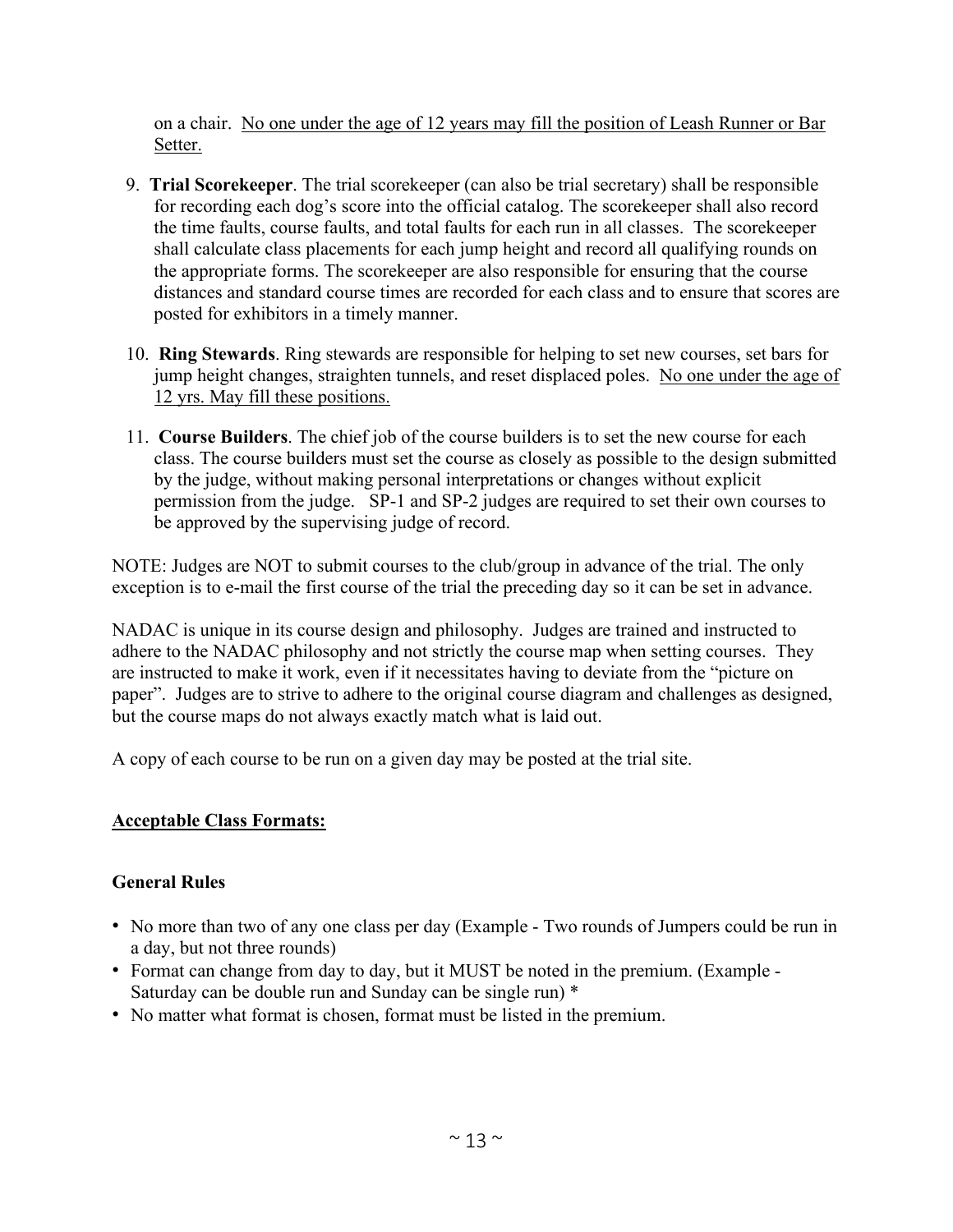on a chair. <u>No one under the age of 12 years may fill the position of Leash Runner or Bar Setter.</u>

9. **Trial Scorekeeper**. The trial scorekeeper (can also be trial secretary) shall be responsible for recording each dog's score into the official catalog. The scorekeeper shall also record the time faults, course faults, and total faults for each run in all classes. The scorekeeper shall calculate class placements for each jump height and record all qualifying rounds on the appropriate forms. The scorekeeper are also responsible for ensuring that the course distances and standard course times are recorded for each class and to ensure that scores are posted for exhibitors in a timely manner.

10. **Ring Stewards**. Ring stewards are responsible for helping to set new courses, set bars for jump height changes, straighten tunnels, and reset displaced poles. <u>No one under the age of 12 yrs. May fill these positions.</u>

11. **Course Builders**. The chief job of the course builders is to set the new course for each class. The course builders must set the course as closely as possible to the design submitted by the judge, without making personal interpretations or changes without explicit permission from the judge. SP-1 and SP-2 judges are required to set their own courses to be approved by the supervising judge of record.

NOTE: Judges are NOT to submit courses to the club/group in advance of the trial. The only exception is to e-mail the first course of the trial the preceding day so it can be set in advance.

NADAC is unique in its course design and philosophy. Judges are trained and instructed to adhere to the NADAC philosophy and not strictly the course map when setting courses. They are instructed to make it work, even if it necessitates having to deviate from the "picture on paper". Judges are to strive to adhere to the original course diagram and challenges as designed, but the course maps do not always exactly match what is laid out.

A copy of each course to be run on a given day may be posted at the trial site.

## <u>Acceptable Class Formats:</u>

### General Rules

- No more than two of any one class per day (Example - Two rounds of Jumpers could be run in a day, but not three rounds)
- Format can change from day to day, but it MUST be noted in the premium. (Example - Saturday can be double run and Sunday can be single run) *
- No matter what format is chosen, format must be listed in the premium.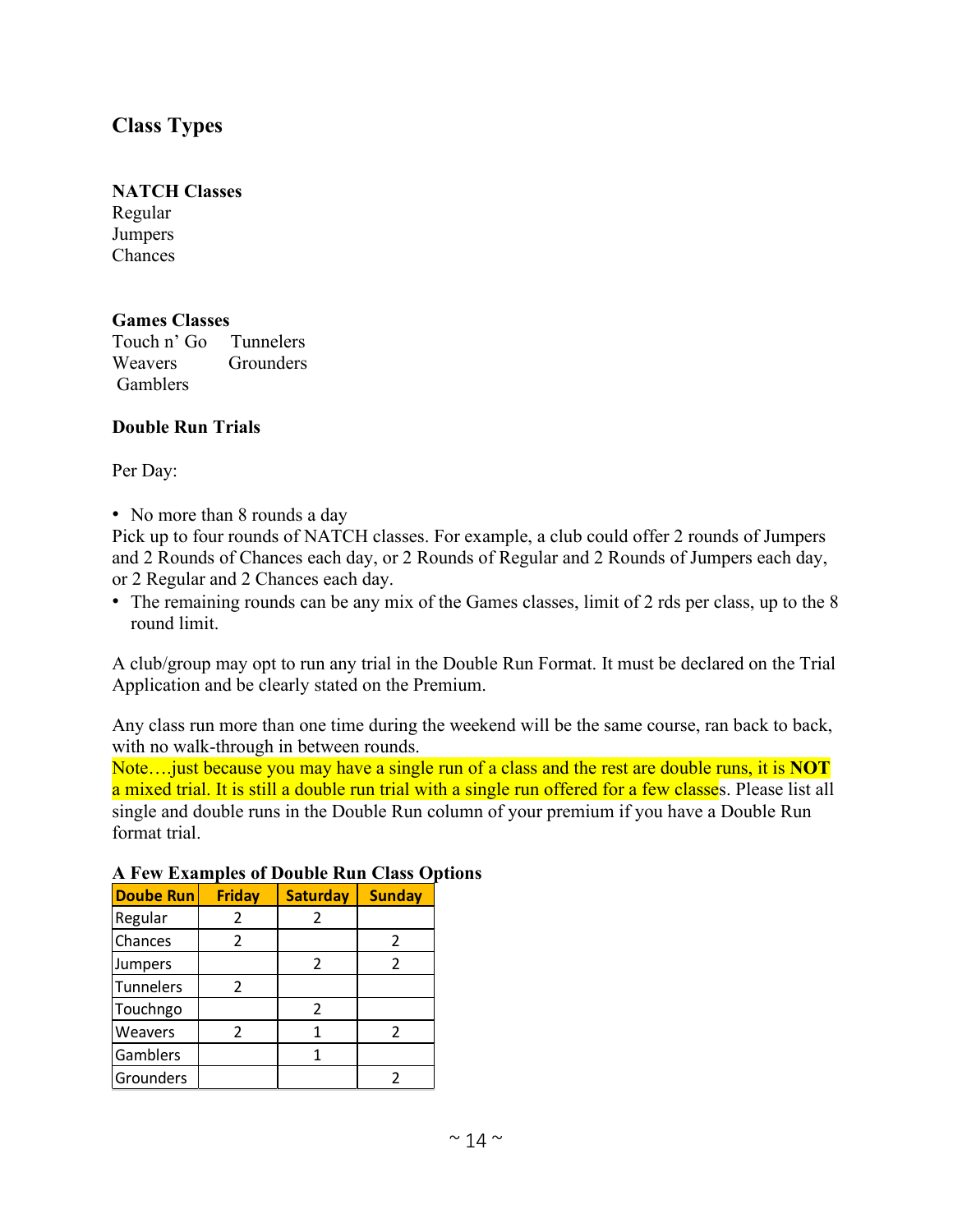## Class Types

**NATCH Classes**
Regular
Jumpers
Chances

**Games Classes**
Touch n' Go
Tunnelers
Weavers
Grounders
Gamblers

**Double Run Trials**

Per Day:

- No more than 8 rounds a day

Pick up to four rounds of NATCH classes. For example, a club could offer 2 rounds of Jumpers and 2 Rounds of Chances each day, or 2 Rounds of Regular and 2 Rounds of Jumpers each day, or 2 Regular and 2 Chances each day.

- The remaining rounds can be any mix of the Games classes, limit of 2 rds per class, up to the 8 round limit.

A club/group may opt to run any trial in the Double Run Format. It must be declared on the Trial Application and be clearly stated on the Premium.

Any class run more than one time during the weekend will be the same course, ran back to back, with no walk-through in between rounds.
Note….just because you may have a single run of a class and the rest are double runs, it is **NOT** a mixed trial. It is still a double run trial with a single run offered for a few classes. Please list all single and double runs in the Double Run column of your premium if you have a Double Run format trial.

**A Few Examples of Double Run Class Options**

| Doube Run | Friday | Saturday | Sunday |
|---|---|---|---|
| Regular | 2 | 2 | |
| Chances | 2 | | 2 |
| Jumpers | | 2 | 2 |
| Tunnelers | 2 | | |
| Touchngo | | 2 | |
| Weavers | 2 | 1 | 2 |
| Gamblers | | 1 | |
| Grounders | | | 2 |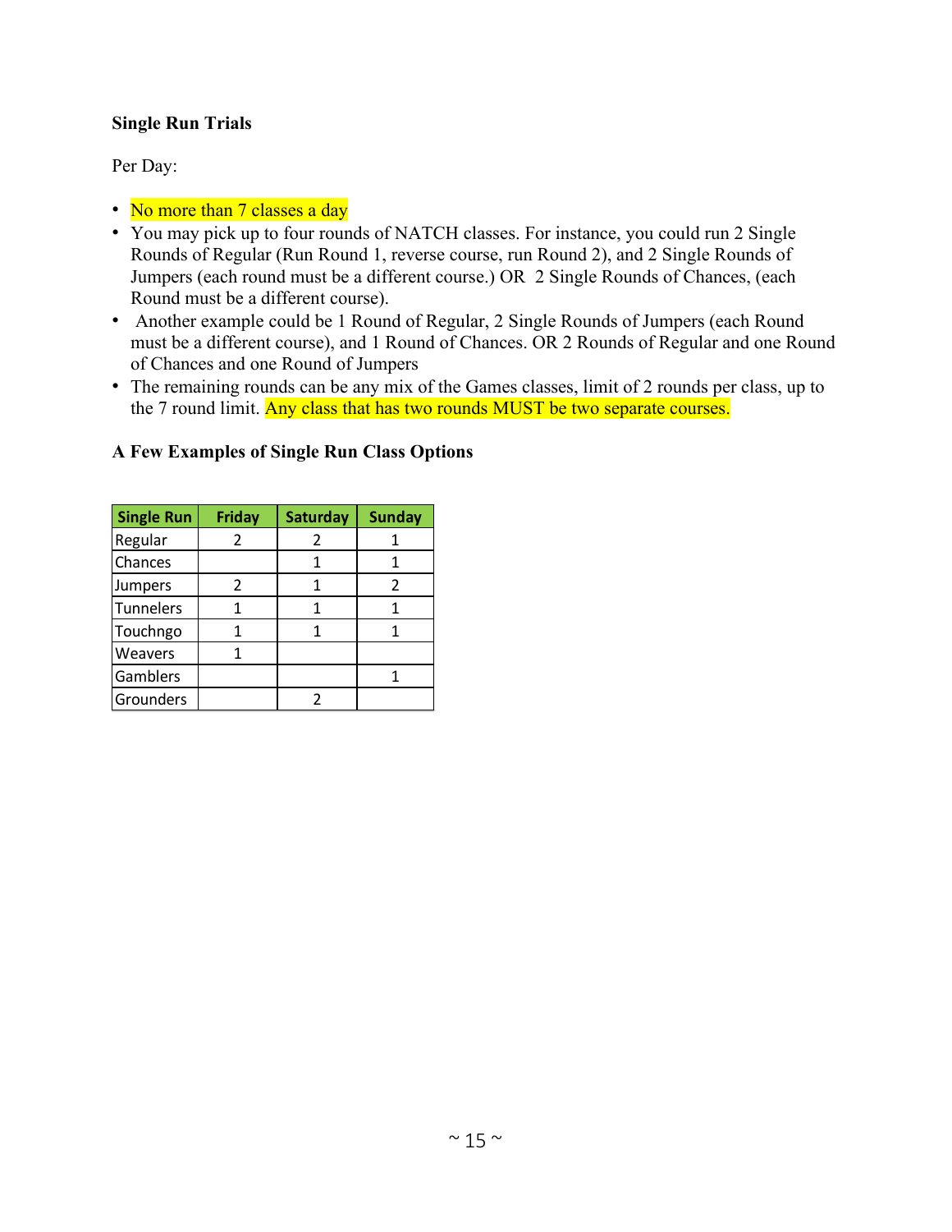**Single Run Trials**

Per Day:

- No more than 7 classes a day
- You may pick up to four rounds of NATCH classes. For instance, you could run 2 Single Rounds of Regular (Run Round 1, reverse course, run Round 2), and 2 Single Rounds of Jumpers (each round must be a different course.) OR 2 Single Rounds of Chances, (each Round must be a different course).
- Another example could be 1 Round of Regular, 2 Single Rounds of Jumpers (each Round must be a different course), and 1 Round of Chances. OR 2 Rounds of Regular and one Round of Chances and one Round of Jumpers
- The remaining rounds can be any mix of the Games classes, limit of 2 rounds per class, up to the 7 round limit. Any class that has two rounds MUST be two separate courses.

**A Few Examples of Single Run Class Options**

| Single Run | Friday | Saturday | Sunday |
|---|---|---|---|
| Regular | 2 | 2 | 1 |
| Chances | | 1 | 1 |
| Jumpers | 2 | 1 | 2 |
| Tunnelers | 1 | 1 | 1 |
| Touchngo | 1 | 1 | 1 |
| Weavers | 1 | | |
| Gamblers | | | 1 |
| Grounders | | 2 | |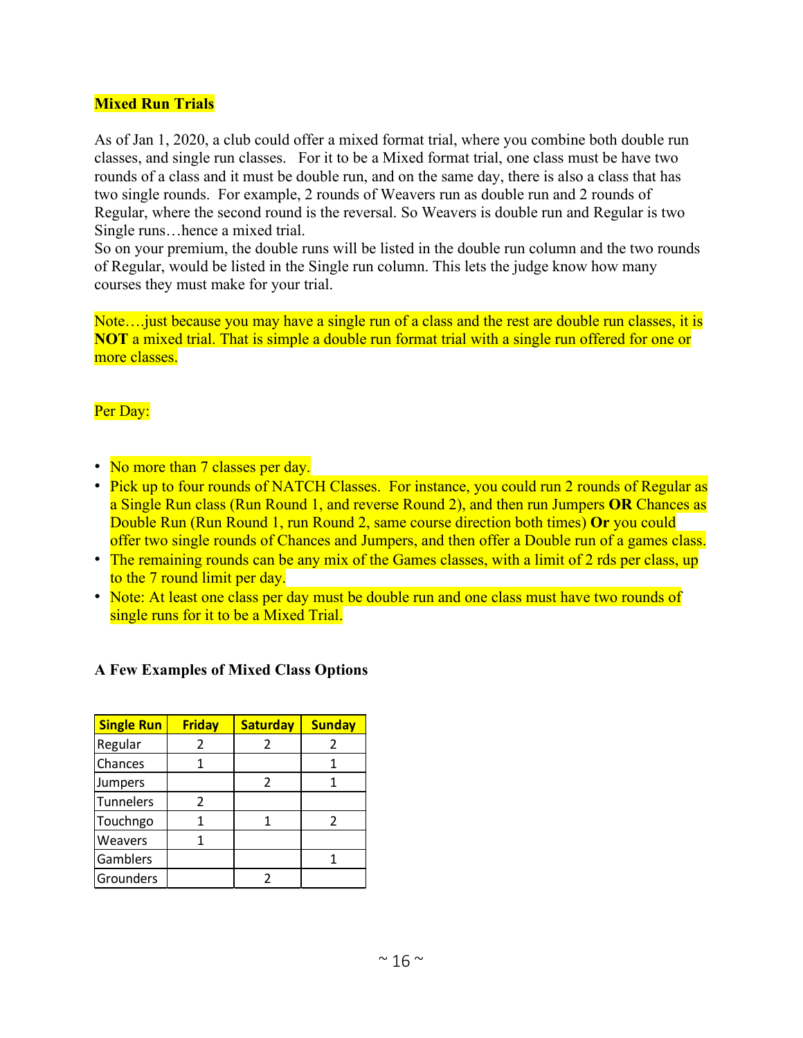**Mixed Run Trials**

As of Jan 1, 2020, a club could offer a mixed format trial, where you combine both double run classes, and single run classes. For it to be a Mixed format trial, one class must be have two rounds of a class and it must be double run, and on the same day, there is also a class that has two single rounds. For example, 2 rounds of Weavers run as double run and 2 rounds of Regular, where the second round is the reversal. So Weavers is double run and Regular is two Single runs…hence a mixed trial.
So on your premium, the double runs will be listed in the double run column and the two rounds of Regular, would be listed in the Single run column. This lets the judge know how many courses they must make for your trial.

Note….just because you may have a single run of a class and the rest are double run classes, it is **NOT** a mixed trial. That is simple a double run format trial with a single run offered for one or more classes.

Per Day:

- No more than 7 classes per day.
- Pick up to four rounds of NATCH Classes. For instance, you could run 2 rounds of Regular as a Single Run class (Run Round 1, and reverse Round 2), and then run Jumpers **OR** Chances as Double Run (Run Round 1, run Round 2, same course direction both times) **Or** you could offer two single rounds of Chances and Jumpers, and then offer a Double run of a games class.
- The remaining rounds can be any mix of the Games classes, with a limit of 2 rds per class, up to the 7 round limit per day.
- Note: At least one class per day must be double run and one class must have two rounds of single runs for it to be a Mixed Trial.

**A Few Examples of Mixed Class Options**

| Single Run | Friday | Saturday | Sunday |
|---|---|---|---|
| Regular | 2 | 2 | 2 |
| Chances | 1 | | 1 |
| Jumpers | | 2 | 1 |
| Tunnelers | 2 | | |
| Touchngo | 1 | 1 | 2 |
| Weavers | 1 | | |
| Gamblers | | | 1 |
| Grounders | | 2 | |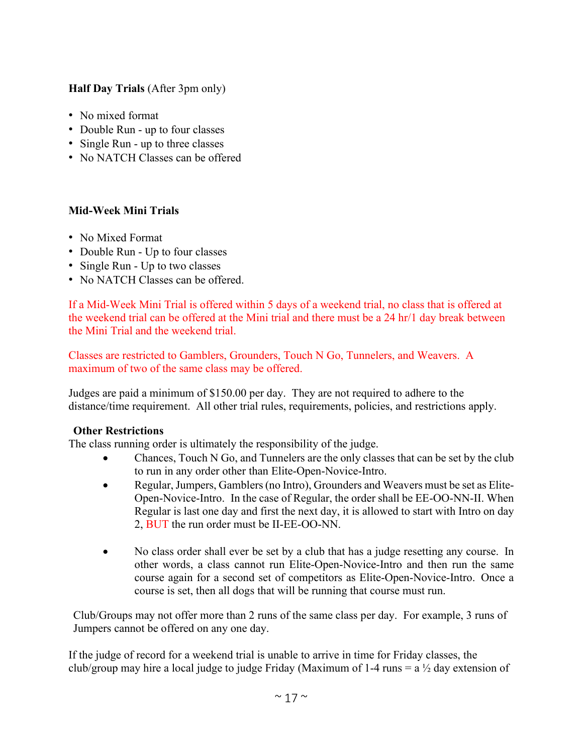**Half Day Trials** (After 3pm only)

- No mixed format
- Double Run - up to four classes
- Single Run - up to three classes
- No NATCH Classes can be offered

**Mid-Week Mini Trials**

- No Mixed Format
- Double Run - Up to four classes
- Single Run - Up to two classes
- No NATCH Classes can be offered.

If a Mid-Week Mini Trial is offered within 5 days of a weekend trial, no class that is offered at the weekend trial can be offered at the Mini trial and there must be a 24 hr/1 day break between the Mini Trial and the weekend trial.

Classes are restricted to Gamblers, Grounders, Touch N Go, Tunnelers, and Weavers. A maximum of two of the same class may be offered.

Judges are paid a minimum of $150.00 per day. They are not required to adhere to the distance/time requirement. All other trial rules, requirements, policies, and restrictions apply.

**Other Restrictions**

The class running order is ultimately the responsibility of the judge.

- Chances, Touch N Go, and Tunnelers are the only classes that can be set by the club to run in any order other than Elite-Open-Novice-Intro.
- Regular, Jumpers, Gamblers (no Intro), Grounders and Weavers must be set as Elite-Open-Novice-Intro. In the case of Regular, the order shall be EE-OO-NN-II. When Regular is last one day and first the next day, it is allowed to start with Intro on day 2, BUT the run order must be II-EE-OO-NN.
- No class order shall ever be set by a club that has a judge resetting any course. In other words, a class cannot run Elite-Open-Novice-Intro and then run the same course again for a second set of competitors as Elite-Open-Novice-Intro. Once a course is set, then all dogs that will be running that course must run.

Club/Groups may not offer more than 2 runs of the same class per day. For example, 3 runs of Jumpers cannot be offered on any one day.

If the judge of record for a weekend trial is unable to arrive in time for Friday classes, the club/group may hire a local judge to judge Friday (Maximum of 1-4 runs = a ½ day extension of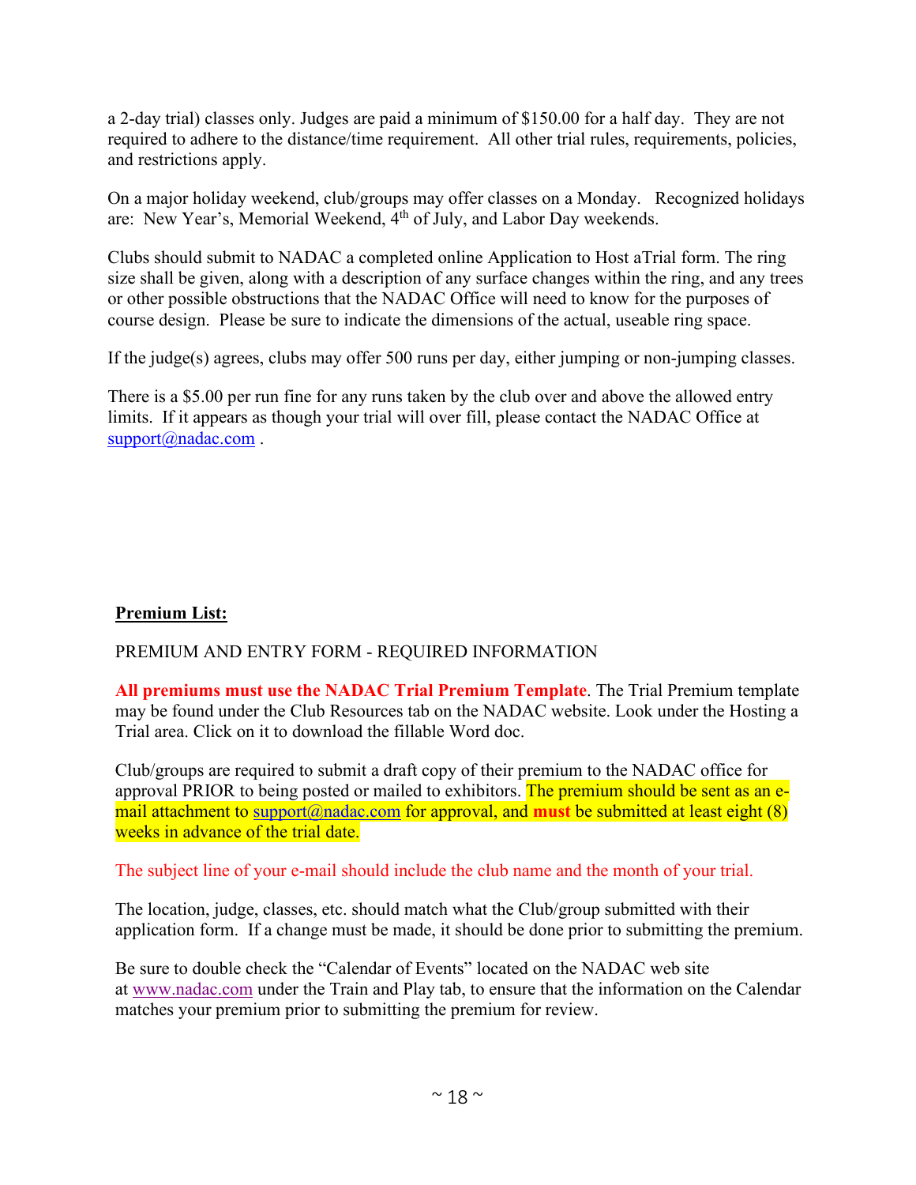a 2-day trial) classes only. Judges are paid a minimum of $150.00 for a half day. They are not required to adhere to the distance/time requirement. All other trial rules, requirements, policies, and restrictions apply.

On a major holiday weekend, club/groups may offer classes on a Monday. Recognized holidays are: New Year's, Memorial Weekend, 4th of July, and Labor Day weekends.

Clubs should submit to NADAC a completed online Application to Host aTrial form. The ring size shall be given, along with a description of any surface changes within the ring, and any trees or other possible obstructions that the NADAC Office will need to know for the purposes of course design. Please be sure to indicate the dimensions of the actual, useable ring space.

If the judge(s) agrees, clubs may offer 500 runs per day, either jumping or non-jumping classes.

There is a $5.00 per run fine for any runs taken by the club over and above the allowed entry limits. If it appears as though your trial will over fill, please contact the NADAC Office at support@nadac.com .

**Premium List:**

PREMIUM AND ENTRY FORM - REQUIRED INFORMATION

**All premiums must use the NADAC Trial Premium Template**. The Trial Premium template may be found under the Club Resources tab on the NADAC website. Look under the Hosting a Trial area. Click on it to download the fillable Word doc.

Club/groups are required to submit a draft copy of their premium to the NADAC office for approval PRIOR to being posted or mailed to exhibitors. The premium should be sent as an e-mail attachment to support@nadac.com for approval, and **must** be submitted at least eight (8) weeks in advance of the trial date.

The subject line of your e-mail should include the club name and the month of your trial.

The location, judge, classes, etc. should match what the Club/group submitted with their application form. If a change must be made, it should be done prior to submitting the premium.

Be sure to double check the "Calendar of Events" located on the NADAC web site at www.nadac.com under the Train and Play tab, to ensure that the information on the Calendar matches your premium prior to submitting the premium for review.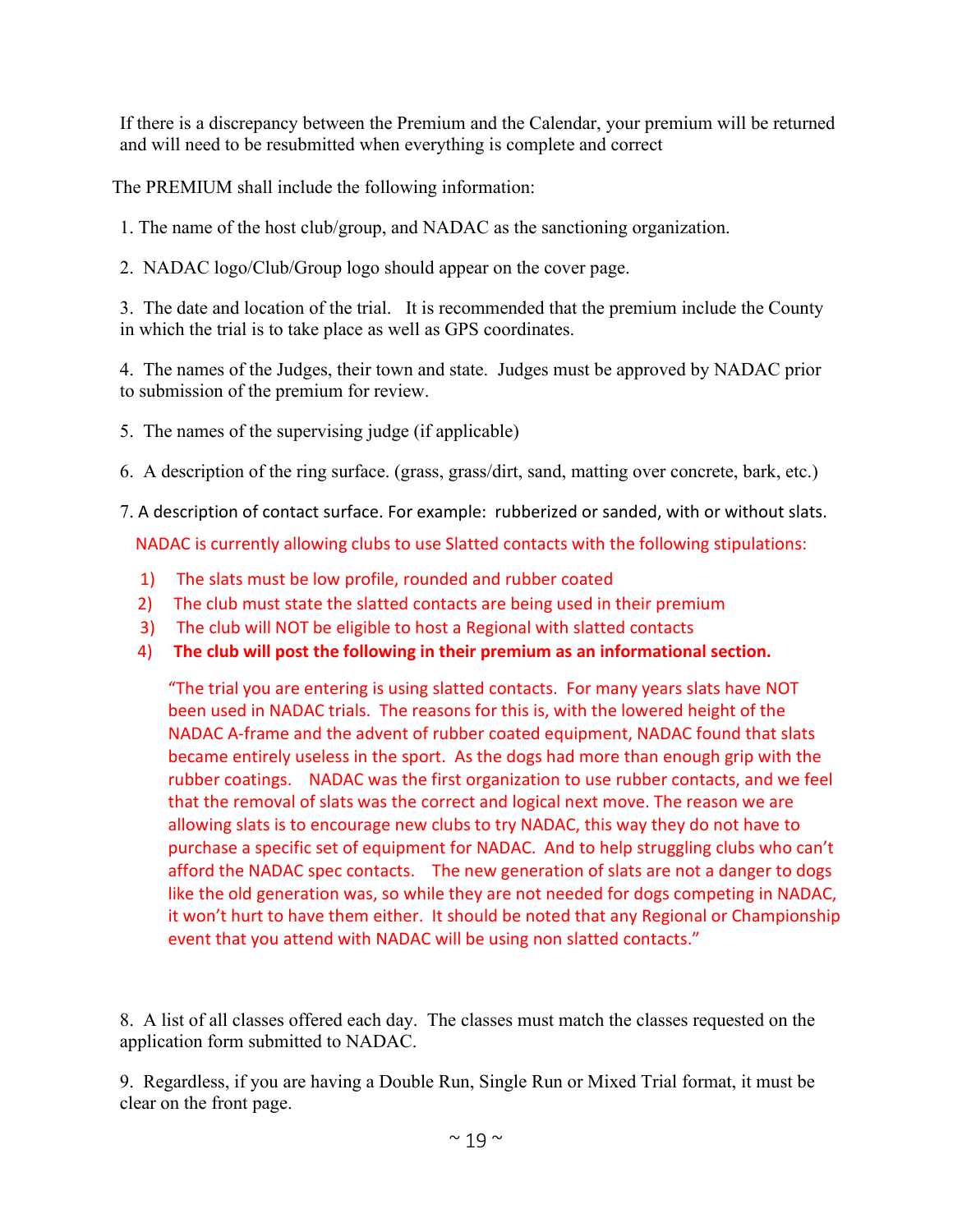If there is a discrepancy between the Premium and the Calendar, your premium will be returned and will need to be resubmitted when everything is complete and correct

The PREMIUM shall include the following information:

1. The name of the host club/group, and NADAC as the sanctioning organization.

2. NADAC logo/Club/Group logo should appear on the cover page.

3. The date and location of the trial. It is recommended that the premium include the County in which the trial is to take place as well as GPS coordinates.

4. The names of the Judges, their town and state. Judges must be approved by NADAC prior to submission of the premium for review.

5. The names of the supervising judge (if applicable)

6. A description of the ring surface. (grass, grass/dirt, sand, matting over concrete, bark, etc.)

7. A description of contact surface. For example: rubberized or sanded, with or without slats.

   NADAC is currently allowing clubs to use Slatted contacts with the following stipulations:

   1) The slats must be low profile, rounded and rubber coated
   2) The club must state the slatted contacts are being used in their premium
   3) The club will NOT be eligible to host a Regional with slatted contacts
   4) **The club will post the following in their premium as an informational section.**

      "The trial you are entering is using slatted contacts. For many years slats have NOT been used in NADAC trials. The reasons for this is, with the lowered height of the NADAC A-frame and the advent of rubber coated equipment, NADAC found that slats became entirely useless in the sport. As the dogs had more than enough grip with the rubber coatings. NADAC was the first organization to use rubber contacts, and we feel that the removal of slats was the correct and logical next move. The reason we are allowing slats is to encourage new clubs to try NADAC, this way they do not have to purchase a specific set of equipment for NADAC. And to help struggling clubs who can't afford the NADAC spec contacts. The new generation of slats are not a danger to dogs like the old generation was, so while they are not needed for dogs competing in NADAC, it won't hurt to have them either. It should be noted that any Regional or Championship event that you attend with NADAC will be using non slatted contacts."

8. A list of all classes offered each day. The classes must match the classes requested on the application form submitted to NADAC.

9. Regardless, if you are having a Double Run, Single Run or Mixed Trial format, it must be clear on the front page.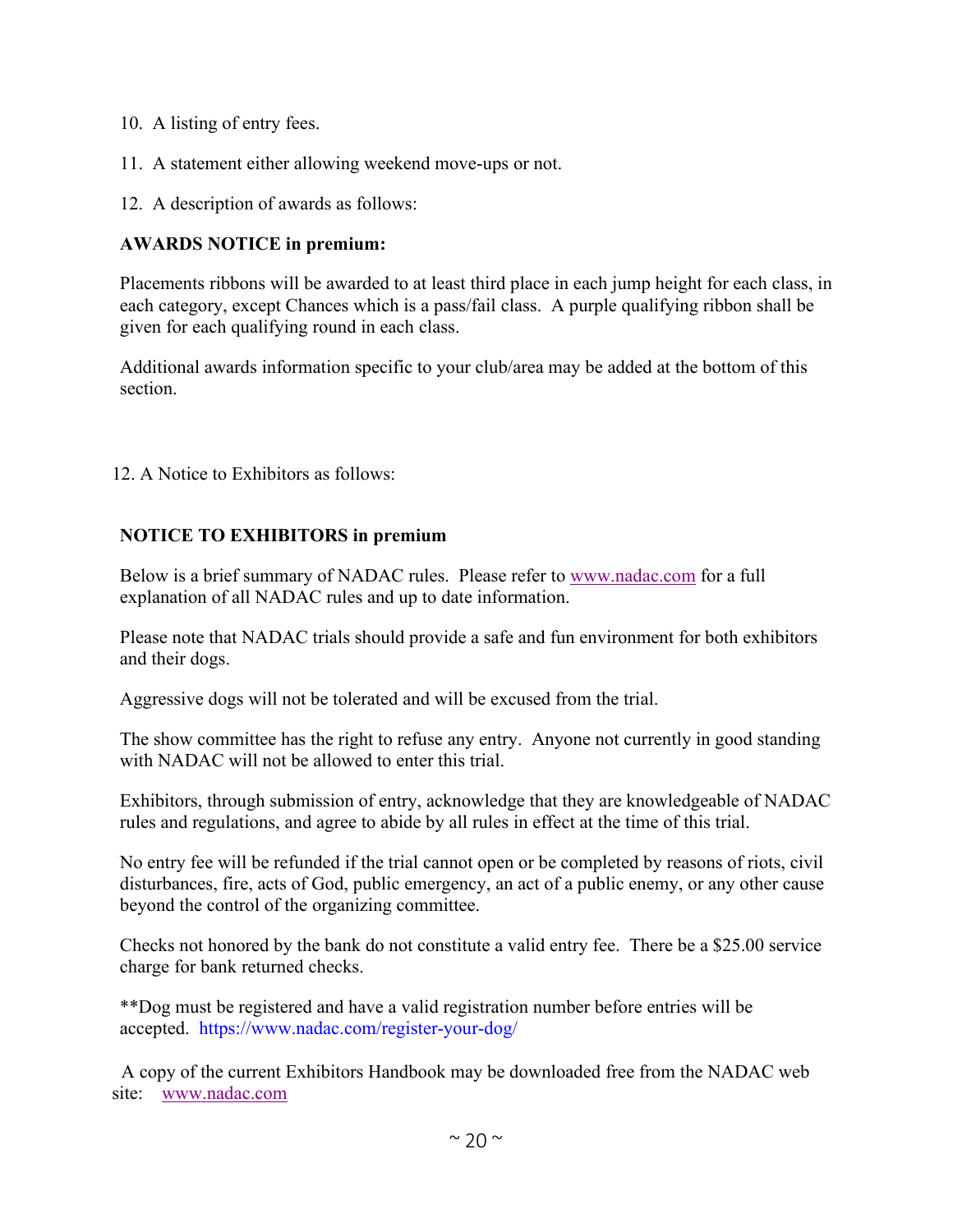10. A listing of entry fees.

11. A statement either allowing weekend move-ups or not.

12. A description of awards as follows:

**AWARDS NOTICE in premium:**

Placements ribbons will be awarded to at least third place in each jump height for each class, in each category, except Chances which is a pass/fail class. A purple qualifying ribbon shall be given for each qualifying round in each class.

Additional awards information specific to your club/area may be added at the bottom of this section.

12. A Notice to Exhibitors as follows:

**NOTICE TO EXHIBITORS in premium**

Below is a brief summary of NADAC rules. Please refer to www.nadac.com for a full explanation of all NADAC rules and up to date information.

Please note that NADAC trials should provide a safe and fun environment for both exhibitors and their dogs.

Aggressive dogs will not be tolerated and will be excused from the trial.

The show committee has the right to refuse any entry. Anyone not currently in good standing with NADAC will not be allowed to enter this trial.

Exhibitors, through submission of entry, acknowledge that they are knowledgeable of NADAC rules and regulations, and agree to abide by all rules in effect at the time of this trial.

No entry fee will be refunded if the trial cannot open or be completed by reasons of riots, civil disturbances, fire, acts of God, public emergency, an act of a public enemy, or any other cause beyond the control of the organizing committee.

Checks not honored by the bank do not constitute a valid entry fee. There be a $25.00 service charge for bank returned checks.

**Dog must be registered and have a valid registration number before entries will be accepted. https://www.nadac.com/register-your-dog/

A copy of the current Exhibitors Handbook may be downloaded free from the NADAC web site: www.nadac.com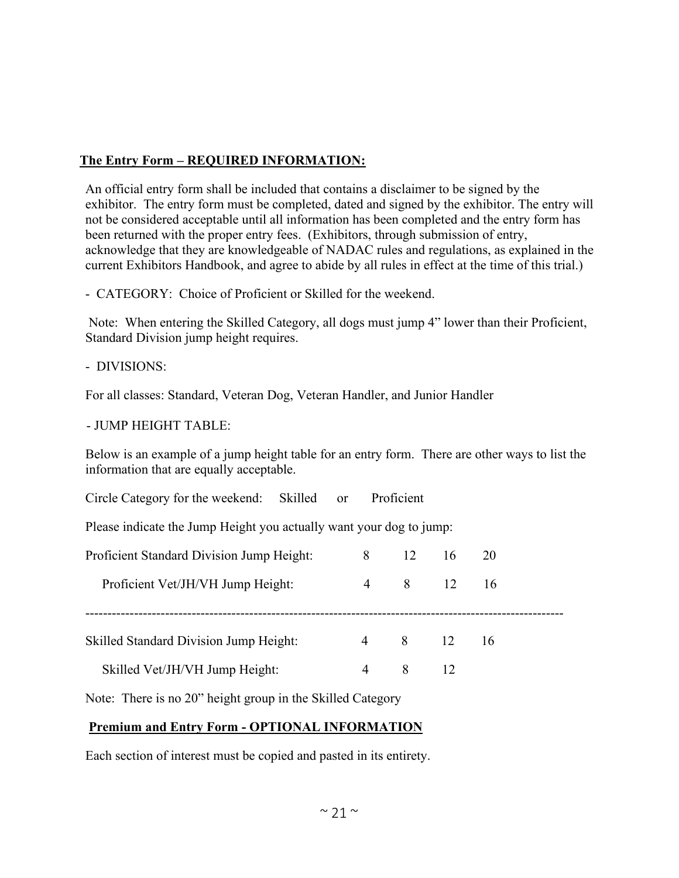**The Entry Form – REQUIRED INFORMATION:**

An official entry form shall be included that contains a disclaimer to be signed by the exhibitor. The entry form must be completed, dated and signed by the exhibitor. The entry will not be considered acceptable until all information has been completed and the entry form has been returned with the proper entry fees. (Exhibitors, through submission of entry, acknowledge that they are knowledgeable of NADAC rules and regulations, as explained in the current Exhibitors Handbook, and agree to abide by all rules in effect at the time of this trial.)

- CATEGORY: Choice of Proficient or Skilled for the weekend.

Note: When entering the Skilled Category, all dogs must jump 4" lower than their Proficient, Standard Division jump height requires.

- DIVISIONS:

For all classes: Standard, Veteran Dog, Veteran Handler, and Junior Handler

- JUMP HEIGHT TABLE:

Below is an example of a jump height table for an entry form. There are other ways to list the information that are equally acceptable.

Circle Category for the weekend: Skilled or Proficient

Please indicate the Jump Height you actually want your dog to jump:

| | | | | |
|---|---|---|---|---|
| Proficient Standard Division Jump Height: | 8 | 12 | 16 | 20 |
| Proficient Vet/JH/VH Jump Height: | 4 | 8 | 12 | 16 |

---

| | | | | |
|---|---|---|---|---|
| Skilled Standard Division Jump Height: | 4 | 8 | 12 | 16 |
| Skilled Vet/JH/VH Jump Height: | 4 | 8 | 12 | |

Note: There is no 20" height group in the Skilled Category

**Premium and Entry Form - OPTIONAL INFORMATION**

Each section of interest must be copied and pasted in its entirety.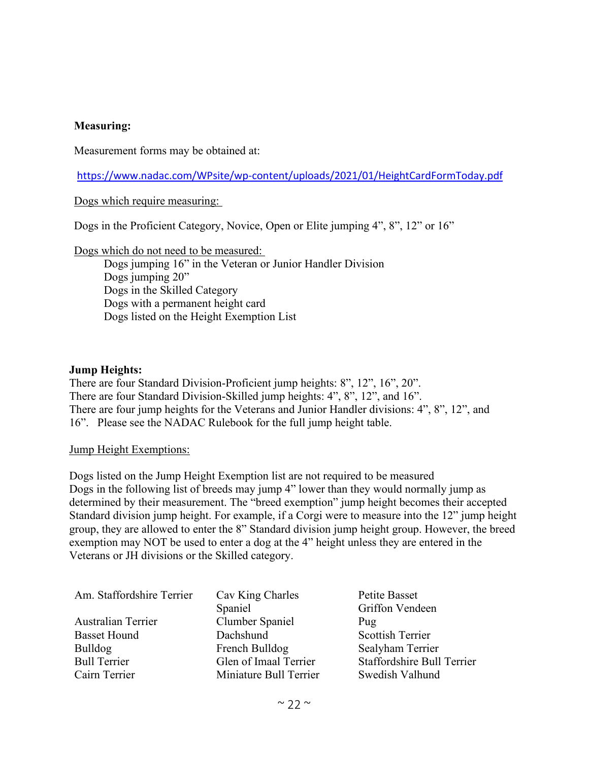**Measuring:**

Measurement forms may be obtained at:

https://www.nadac.com/WPsite/wp-content/uploads/2021/01/HeightCardFormToday.pdf

Dogs which require measuring:

Dogs in the Proficient Category, Novice, Open or Elite jumping 4", 8", 12" or 16"

Dogs which do not need to be measured:

- Dogs jumping 16" in the Veteran or Junior Handler Division
- Dogs jumping 20"
- Dogs in the Skilled Category
- Dogs with a permanent height card
- Dogs listed on the Height Exemption List

**Jump Heights:**

There are four Standard Division-Proficient jump heights: 8", 12", 16", 20".
There are four Standard Division-Skilled jump heights: 4", 8", 12", and 16".
There are four jump heights for the Veterans and Junior Handler divisions: 4", 8", 12", and 16". Please see the NADAC Rulebook for the full jump height table.

Jump Height Exemptions:

Dogs listed on the Jump Height Exemption list are not required to be measured
Dogs in the following list of breeds may jump 4" lower than they would normally jump as determined by their measurement. The "breed exemption" jump height becomes their accepted Standard division jump height. For example, if a Corgi were to measure into the 12" jump height group, they are allowed to enter the 8" Standard division jump height group. However, the breed exemption may NOT be used to enter a dog at the 4" height unless they are entered in the Veterans or JH divisions or the Skilled category.

| | | |
|---|---|---|
| Am. Staffordshire Terrier | Cav King Charles Spaniel | Petite Basset Griffon Vendeen |
| Australian Terrier | Clumber Spaniel | Pug |
| Basset Hound | Dachshund | Scottish Terrier |
| Bulldog | French Bulldog | Sealyham Terrier |
| Bull Terrier | Glen of Imaal Terrier | Staffordshire Bull Terrier |
| Cairn Terrier | Miniature Bull Terrier | Swedish Valhund |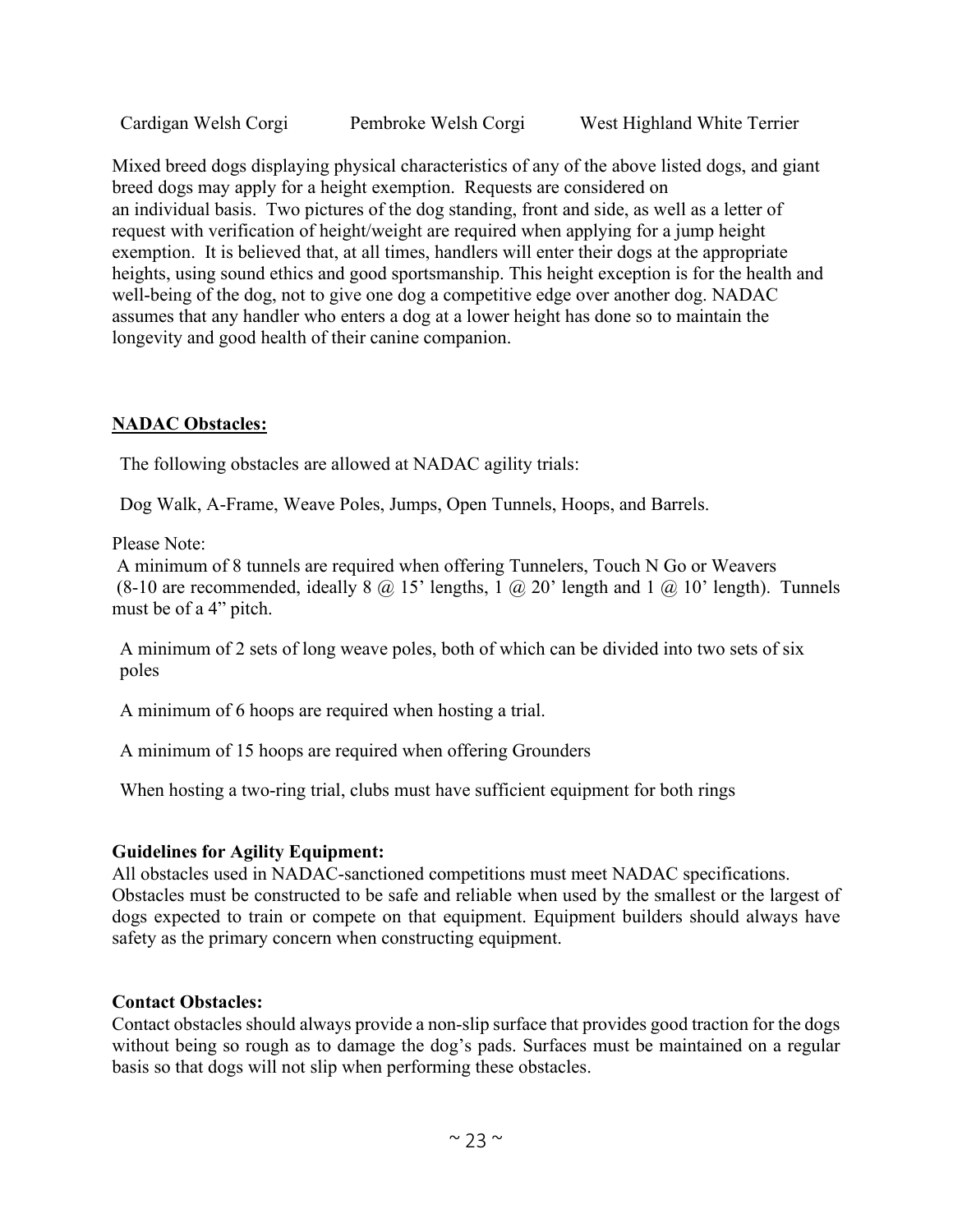Cardigan Welsh Corgi    Pembroke Welsh Corgi    West Highland White Terrier

Mixed breed dogs displaying physical characteristics of any of the above listed dogs, and giant breed dogs may apply for a height exemption. Requests are considered on an individual basis. Two pictures of the dog standing, front and side, as well as a letter of request with verification of height/weight are required when applying for a jump height exemption. It is believed that, at all times, handlers will enter their dogs at the appropriate heights, using sound ethics and good sportsmanship. This height exception is for the health and well-being of the dog, not to give one dog a competitive edge over another dog. NADAC assumes that any handler who enters a dog at a lower height has done so to maintain the longevity and good health of their canine companion.

## NADAC Obstacles:

The following obstacles are allowed at NADAC agility trials:

Dog Walk, A-Frame, Weave Poles, Jumps, Open Tunnels, Hoops, and Barrels.

Please Note:

A minimum of 8 tunnels are required when offering Tunnelers, Touch N Go or Weavers (8-10 are recommended, ideally 8 @ 15' lengths, 1 @ 20' length and 1 @ 10' length). Tunnels must be of a 4" pitch.

A minimum of 2 sets of long weave poles, both of which can be divided into two sets of six poles

A minimum of 6 hoops are required when hosting a trial.

A minimum of 15 hoops are required when offering Grounders

When hosting a two-ring trial, clubs must have sufficient equipment for both rings

### Guidelines for Agility Equipment:

All obstacles used in NADAC-sanctioned competitions must meet NADAC specifications. Obstacles must be constructed to be safe and reliable when used by the smallest or the largest of dogs expected to train or compete on that equipment. Equipment builders should always have safety as the primary concern when constructing equipment.

### Contact Obstacles:

Contact obstacles should always provide a non-slip surface that provides good traction for the dogs without being so rough as to damage the dog's pads. Surfaces must be maintained on a regular basis so that dogs will not slip when performing these obstacles.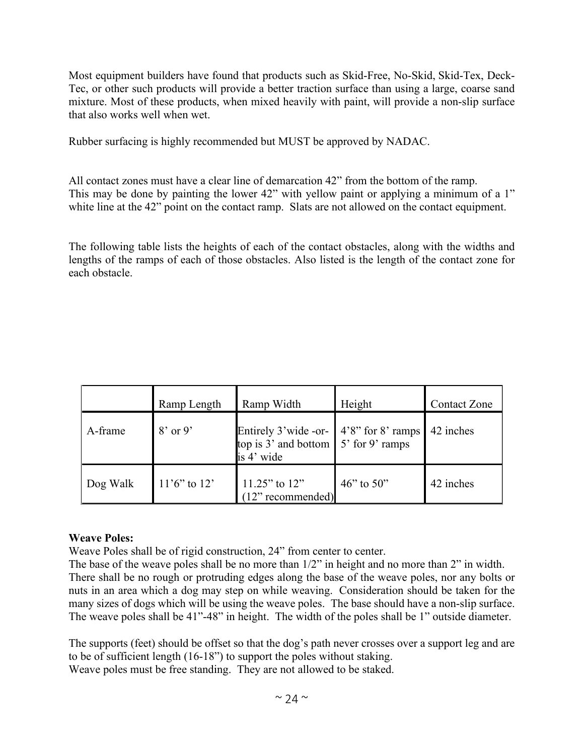Most equipment builders have found that products such as Skid-Free, No-Skid, Skid-Tex, Deck-Tec, or other such products will provide a better traction surface than using a large, coarse sand mixture. Most of these products, when mixed heavily with paint, will provide a non-slip surface that also works well when wet.

Rubber surfacing is highly recommended but MUST be approved by NADAC.

All contact zones must have a clear line of demarcation 42" from the bottom of the ramp. This may be done by painting the lower 42" with yellow paint or applying a minimum of a 1" white line at the 42" point on the contact ramp. Slats are not allowed on the contact equipment.

The following table lists the heights of each of the contact obstacles, along with the widths and lengths of the ramps of each of those obstacles. Also listed is the length of the contact zone for each obstacle.

| | Ramp Length | Ramp Width | Height | Contact Zone |
|---|---|---|---|---|
| A-frame | 8' or 9' | Entirely 3'wide -or- top is 3' and bottom is 4' wide | 4'8" for 8' ramps 5' for 9' ramps | 42 inches |
| Dog Walk | 11'6" to 12' | 11.25" to 12" (12" recommended) | 46" to 50" | 42 inches |

**Weave Poles:**
Weave Poles shall be of rigid construction, 24" from center to center.
The base of the weave poles shall be no more than 1/2" in height and no more than 2" in width. There shall be no rough or protruding edges along the base of the weave poles, nor any bolts or nuts in an area which a dog may step on while weaving. Consideration should be taken for the many sizes of dogs which will be using the weave poles. The base should have a non-slip surface. The weave poles shall be 41"-48" in height. The width of the poles shall be 1" outside diameter.

The supports (feet) should be offset so that the dog's path never crosses over a support leg and are to be of sufficient length (16-18") to support the poles without staking.
Weave poles must be free standing. They are not allowed to be staked.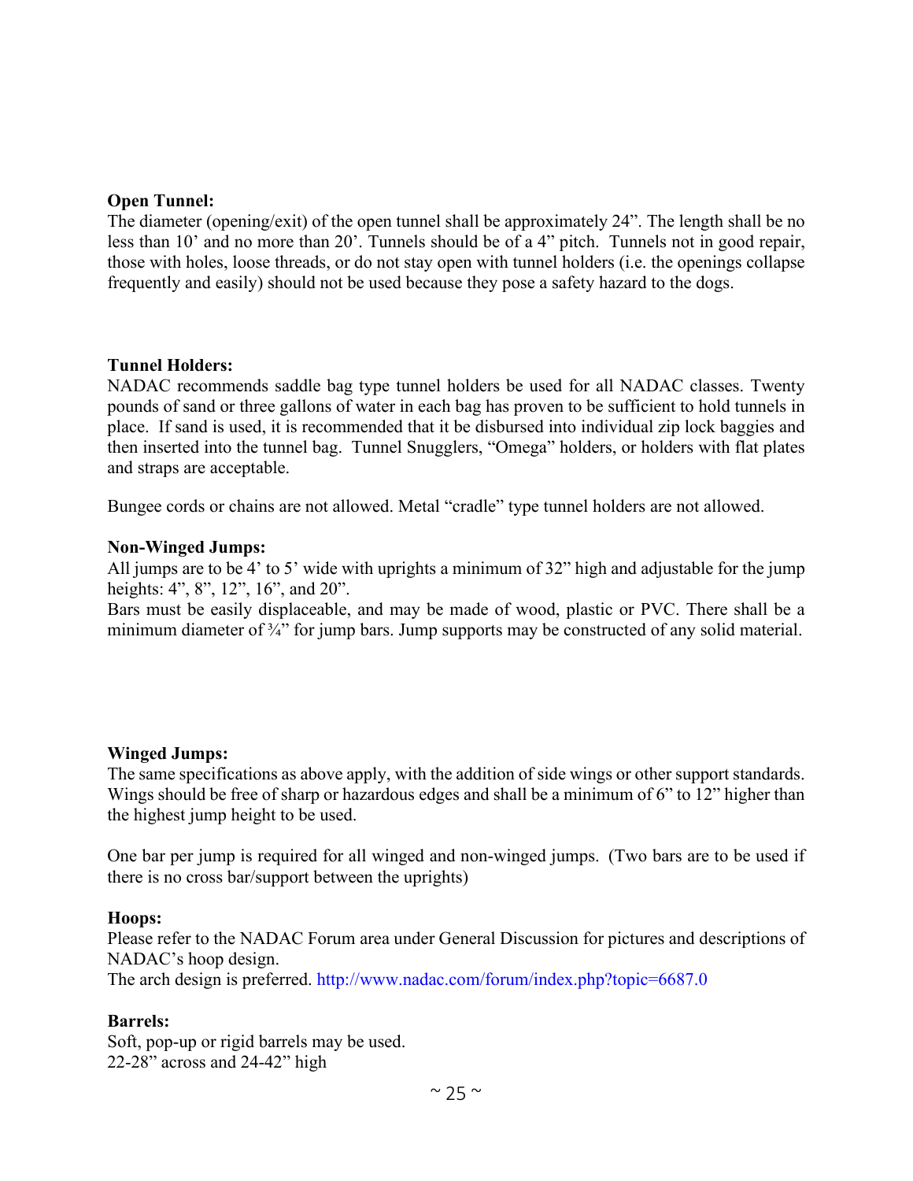**Open Tunnel:**
The diameter (opening/exit) of the open tunnel shall be approximately 24". The length shall be no less than 10' and no more than 20'. Tunnels should be of a 4" pitch. Tunnels not in good repair, those with holes, loose threads, or do not stay open with tunnel holders (i.e. the openings collapse frequently and easily) should not be used because they pose a safety hazard to the dogs.

**Tunnel Holders:**
NADAC recommends saddle bag type tunnel holders be used for all NADAC classes. Twenty pounds of sand or three gallons of water in each bag has proven to be sufficient to hold tunnels in place. If sand is used, it is recommended that it be disbursed into individual zip lock baggies and then inserted into the tunnel bag. Tunnel Snugglers, "Omega" holders, or holders with flat plates and straps are acceptable.

Bungee cords or chains are not allowed. Metal "cradle" type tunnel holders are not allowed.

**Non-Winged Jumps:**
All jumps are to be 4' to 5' wide with uprights a minimum of 32" high and adjustable for the jump heights: 4", 8", 12", 16", and 20".
Bars must be easily displaceable, and may be made of wood, plastic or PVC. There shall be a minimum diameter of ¾" for jump bars. Jump supports may be constructed of any solid material.

**Winged Jumps:**
The same specifications as above apply, with the addition of side wings or other support standards. Wings should be free of sharp or hazardous edges and shall be a minimum of 6" to 12" higher than the highest jump height to be used.

One bar per jump is required for all winged and non-winged jumps. (Two bars are to be used if there is no cross bar/support between the uprights)

**Hoops:**
Please refer to the NADAC Forum area under General Discussion for pictures and descriptions of NADAC's hoop design.
The arch design is preferred. http://www.nadac.com/forum/index.php?topic=6687.0

**Barrels:**
Soft, pop-up or rigid barrels may be used.
22-28" across and 24-42" high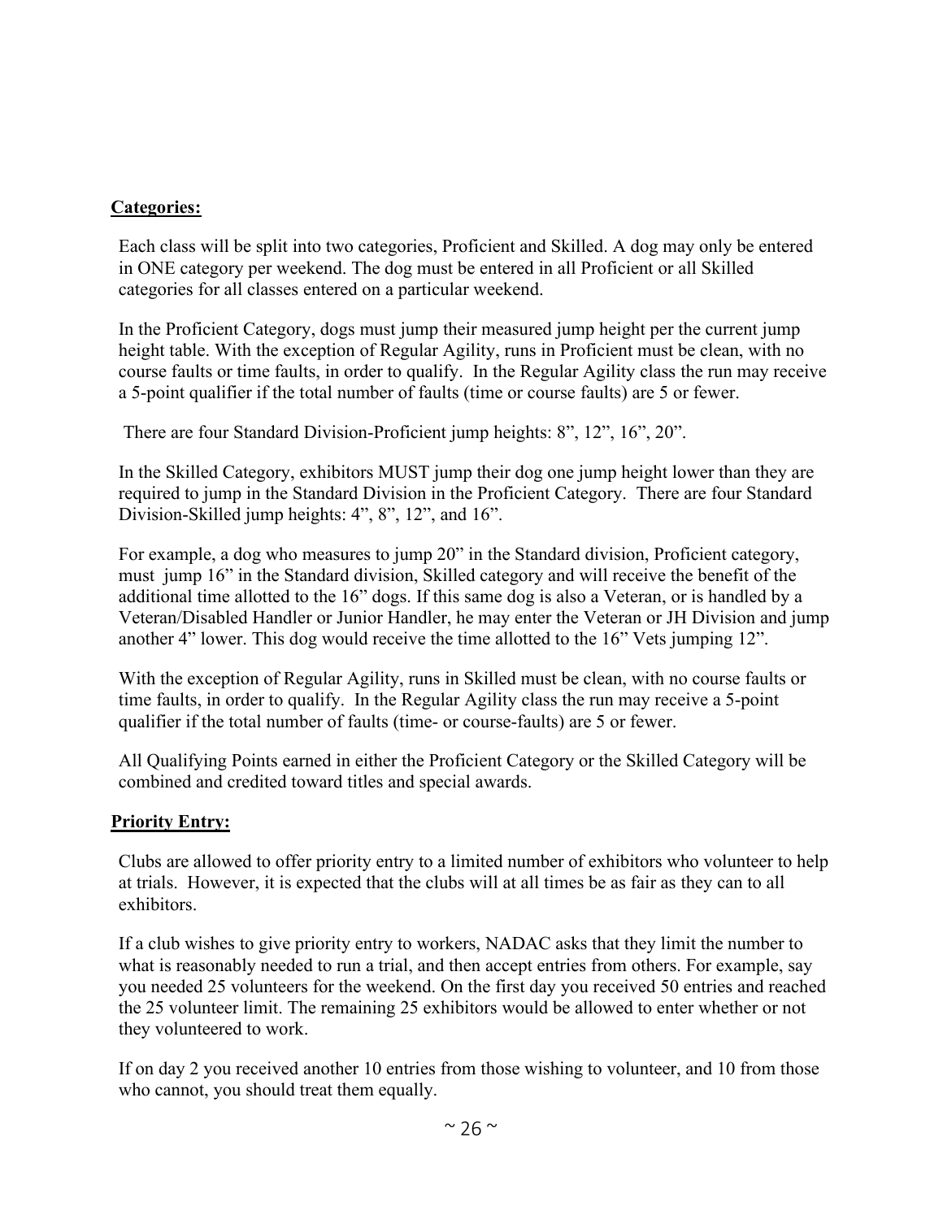**Categories:**

Each class will be split into two categories, Proficient and Skilled. A dog may only be entered in ONE category per weekend. The dog must be entered in all Proficient or all Skilled categories for all classes entered on a particular weekend.

In the Proficient Category, dogs must jump their measured jump height per the current jump height table. With the exception of Regular Agility, runs in Proficient must be clean, with no course faults or time faults, in order to qualify. In the Regular Agility class the run may receive a 5-point qualifier if the total number of faults (time or course faults) are 5 or fewer.

There are four Standard Division-Proficient jump heights: 8", 12", 16", 20".

In the Skilled Category, exhibitors MUST jump their dog one jump height lower than they are required to jump in the Standard Division in the Proficient Category. There are four Standard Division-Skilled jump heights: 4", 8", 12", and 16".

For example, a dog who measures to jump 20" in the Standard division, Proficient category, must jump 16" in the Standard division, Skilled category and will receive the benefit of the additional time allotted to the 16" dogs. If this same dog is also a Veteran, or is handled by a Veteran/Disabled Handler or Junior Handler, he may enter the Veteran or JH Division and jump another 4" lower. This dog would receive the time allotted to the 16" Vets jumping 12".

With the exception of Regular Agility, runs in Skilled must be clean, with no course faults or time faults, in order to qualify. In the Regular Agility class the run may receive a 5-point qualifier if the total number of faults (time- or course-faults) are 5 or fewer.

All Qualifying Points earned in either the Proficient Category or the Skilled Category will be combined and credited toward titles and special awards.

**Priority Entry:**

Clubs are allowed to offer priority entry to a limited number of exhibitors who volunteer to help at trials. However, it is expected that the clubs will at all times be as fair as they can to all exhibitors.

If a club wishes to give priority entry to workers, NADAC asks that they limit the number to what is reasonably needed to run a trial, and then accept entries from others. For example, say you needed 25 volunteers for the weekend. On the first day you received 50 entries and reached the 25 volunteer limit. The remaining 25 exhibitors would be allowed to enter whether or not they volunteered to work.

If on day 2 you received another 10 entries from those wishing to volunteer, and 10 from those who cannot, you should treat them equally.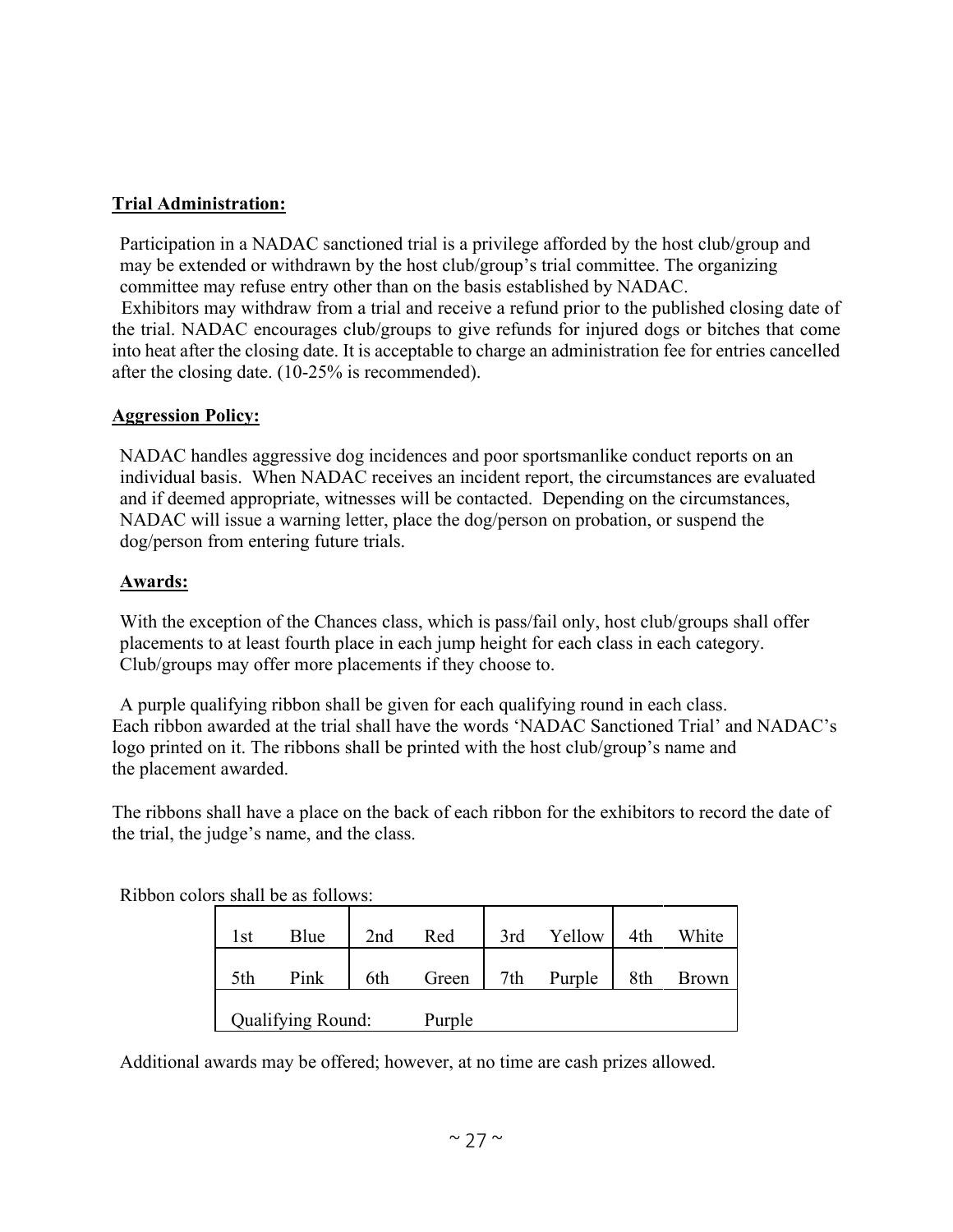**Trial Administration:**

Participation in a NADAC sanctioned trial is a privilege afforded by the host club/group and may be extended or withdrawn by the host club/group's trial committee. The organizing committee may refuse entry other than on the basis established by NADAC.

Exhibitors may withdraw from a trial and receive a refund prior to the published closing date of the trial. NADAC encourages club/groups to give refunds for injured dogs or bitches that come into heat after the closing date. It is acceptable to charge an administration fee for entries cancelled after the closing date. (10-25% is recommended).

**Aggression Policy:**

NADAC handles aggressive dog incidences and poor sportsmanlike conduct reports on an individual basis. When NADAC receives an incident report, the circumstances are evaluated and if deemed appropriate, witnesses will be contacted. Depending on the circumstances, NADAC will issue a warning letter, place the dog/person on probation, or suspend the dog/person from entering future trials.

**Awards:**

With the exception of the Chances class, which is pass/fail only, host club/groups shall offer placements to at least fourth place in each jump height for each class in each category. Club/groups may offer more placements if they choose to.

A purple qualifying ribbon shall be given for each qualifying round in each class. Each ribbon awarded at the trial shall have the words 'NADAC Sanctioned Trial' and NADAC's logo printed on it. The ribbons shall be printed with the host club/group's name and the placement awarded.

The ribbons shall have a place on the back of each ribbon for the exhibitors to record the date of the trial, the judge's name, and the class.

Ribbon colors shall be as follows:

| | | | | | | | |
|---|---|---|---|---|---|---|---|
| 1st | Blue | 2nd | Red | 3rd | Yellow | 4th | White |
| 5th | Pink | 6th | Green | 7th | Purple | 8th | Brown |
| Qualifying Round: | | | Purple | | | | |

Additional awards may be offered; however, at no time are cash prizes allowed.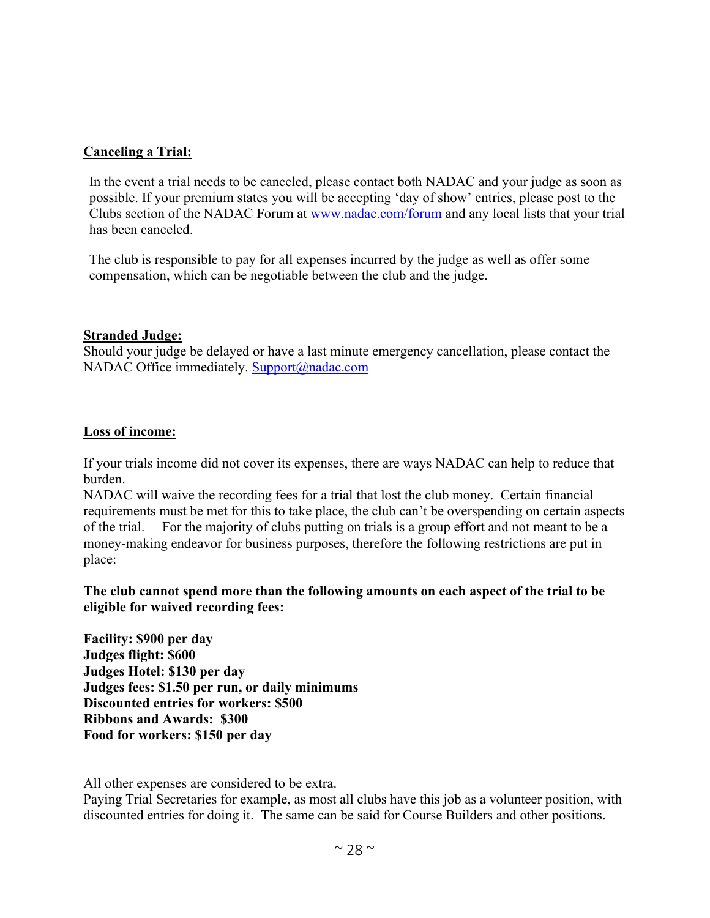**Canceling a Trial:**

In the event a trial needs to be canceled, please contact both NADAC and your judge as soon as possible. If your premium states you will be accepting 'day of show' entries, please post to the Clubs section of the NADAC Forum at www.nadac.com/forum and any local lists that your trial has been canceled.

The club is responsible to pay for all expenses incurred by the judge as well as offer some compensation, which can be negotiable between the club and the judge.

**Stranded Judge:**

Should your judge be delayed or have a last minute emergency cancellation, please contact the NADAC Office immediately. Support@nadac.com

**Loss of income:**

If your trials income did not cover its expenses, there are ways NADAC can help to reduce that burden.

NADAC will waive the recording fees for a trial that lost the club money. Certain financial requirements must be met for this to take place, the club can't be overspending on certain aspects of the trial. For the majority of clubs putting on trials is a group effort and not meant to be a money-making endeavor for business purposes, therefore the following restrictions are put in place:

**The club cannot spend more than the following amounts on each aspect of the trial to be eligible for waived recording fees:**

**Facility: $900 per day**
**Judges flight: $600**
**Judges Hotel: $130 per day**
**Judges fees: $1.50 per run, or daily minimums**
**Discounted entries for workers: $500**
**Ribbons and Awards: $300**
**Food for workers: $150 per day**

All other expenses are considered to be extra.

Paying Trial Secretaries for example, as most all clubs have this job as a volunteer position, with discounted entries for doing it. The same can be said for Course Builders and other positions.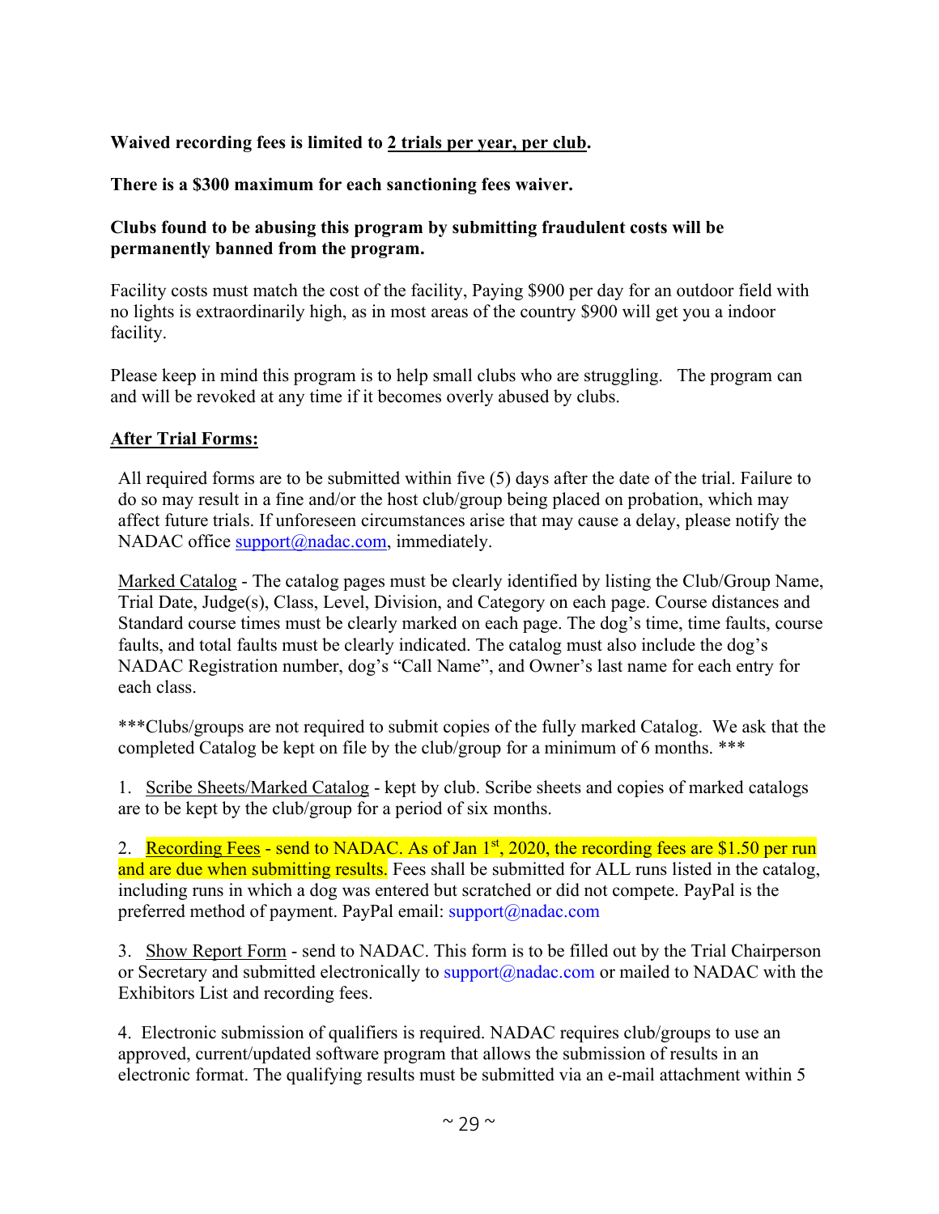**Waived recording fees is limited to 2 trials per year, per club.**

**There is a $300 maximum for each sanctioning fees waiver.**

**Clubs found to be abusing this program by submitting fraudulent costs will be permanently banned from the program.**

Facility costs must match the cost of the facility, Paying $900 per day for an outdoor field with no lights is extraordinarily high, as in most areas of the country $900 will get you a indoor facility.

Please keep in mind this program is to help small clubs who are struggling. The program can and will be revoked at any time if it becomes overly abused by clubs.

**After Trial Forms:**

All required forms are to be submitted within five (5) days after the date of the trial. Failure to do so may result in a fine and/or the host club/group being placed on probation, which may affect future trials. If unforeseen circumstances arise that may cause a delay, please notify the NADAC office support@nadac.com, immediately.

Marked Catalog - The catalog pages must be clearly identified by listing the Club/Group Name, Trial Date, Judge(s), Class, Level, Division, and Category on each page. Course distances and Standard course times must be clearly marked on each page. The dog's time, time faults, course faults, and total faults must be clearly indicated. The catalog must also include the dog's NADAC Registration number, dog's "Call Name", and Owner's last name for each entry for each class.

***Clubs/groups are not required to submit copies of the fully marked Catalog. We ask that the completed Catalog be kept on file by the club/group for a minimum of 6 months. ***

1. Scribe Sheets/Marked Catalog - kept by club. Scribe sheets and copies of marked catalogs are to be kept by the club/group for a period of six months.

2. Recording Fees - send to NADAC. As of Jan 1st, 2020, the recording fees are $1.50 per run and are due when submitting results. Fees shall be submitted for ALL runs listed in the catalog, including runs in which a dog was entered but scratched or did not compete. PayPal is the preferred method of payment. PayPal email: support@nadac.com

3. Show Report Form - send to NADAC. This form is to be filled out by the Trial Chairperson or Secretary and submitted electronically to support@nadac.com or mailed to NADAC with the Exhibitors List and recording fees.

4. Electronic submission of qualifiers is required. NADAC requires club/groups to use an approved, current/updated software program that allows the submission of results in an electronic format. The qualifying results must be submitted via an e-mail attachment within 5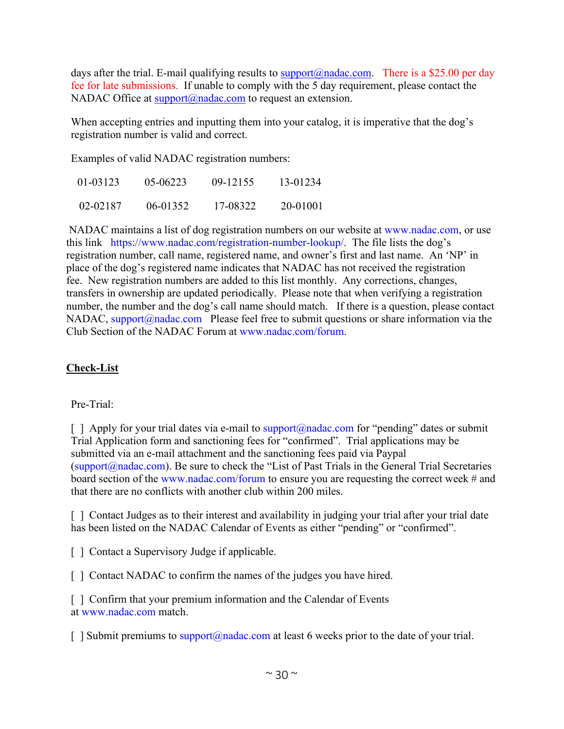days after the trial. E-mail qualifying results to support@nadac.com. There is a $25.00 per day fee for late submissions. If unable to comply with the 5 day requirement, please contact the NADAC Office at support@nadac.com to request an extension.

When accepting entries and inputting them into your catalog, it is imperative that the dog's registration number is valid and correct.

Examples of valid NADAC registration numbers:

| | | | |
|---|---|---|---|
| 01-03123 | 05-06223 | 09-12155 | 13-01234 |
| 02-02187 | 06-01352 | 17-08322 | 20-01001 |

NADAC maintains a list of dog registration numbers on our website at www.nadac.com, or use this link https://www.nadac.com/registration-number-lookup/. The file lists the dog's registration number, call name, registered name, and owner's first and last name. An 'NP' in place of the dog's registered name indicates that NADAC has not received the registration fee. New registration numbers are added to this list monthly. Any corrections, changes, transfers in ownership are updated periodically. Please note that when verifying a registration number, the number and the dog's call name should match. If there is a question, please contact NADAC, support@nadac.com Please feel free to submit questions or share information via the Club Section of the NADAC Forum at www.nadac.com/forum.

## Check-List

Pre-Trial:

[ ] Apply for your trial dates via e-mail to support@nadac.com for "pending" dates or submit Trial Application form and sanctioning fees for "confirmed". Trial applications may be submitted via an e-mail attachment and the sanctioning fees paid via Paypal (support@nadac.com). Be sure to check the "List of Past Trials in the General Trial Secretaries board section of the www.nadac.com/forum to ensure you are requesting the correct week # and that there are no conflicts with another club within 200 miles.

[ ] Contact Judges as to their interest and availability in judging your trial after your trial date has been listed on the NADAC Calendar of Events as either "pending" or "confirmed".

[ ] Contact a Supervisory Judge if applicable.

[ ] Contact NADAC to confirm the names of the judges you have hired.

[ ] Confirm that your premium information and the Calendar of Events at www.nadac.com match.

[ ] Submit premiums to support@nadac.com at least 6 weeks prior to the date of your trial.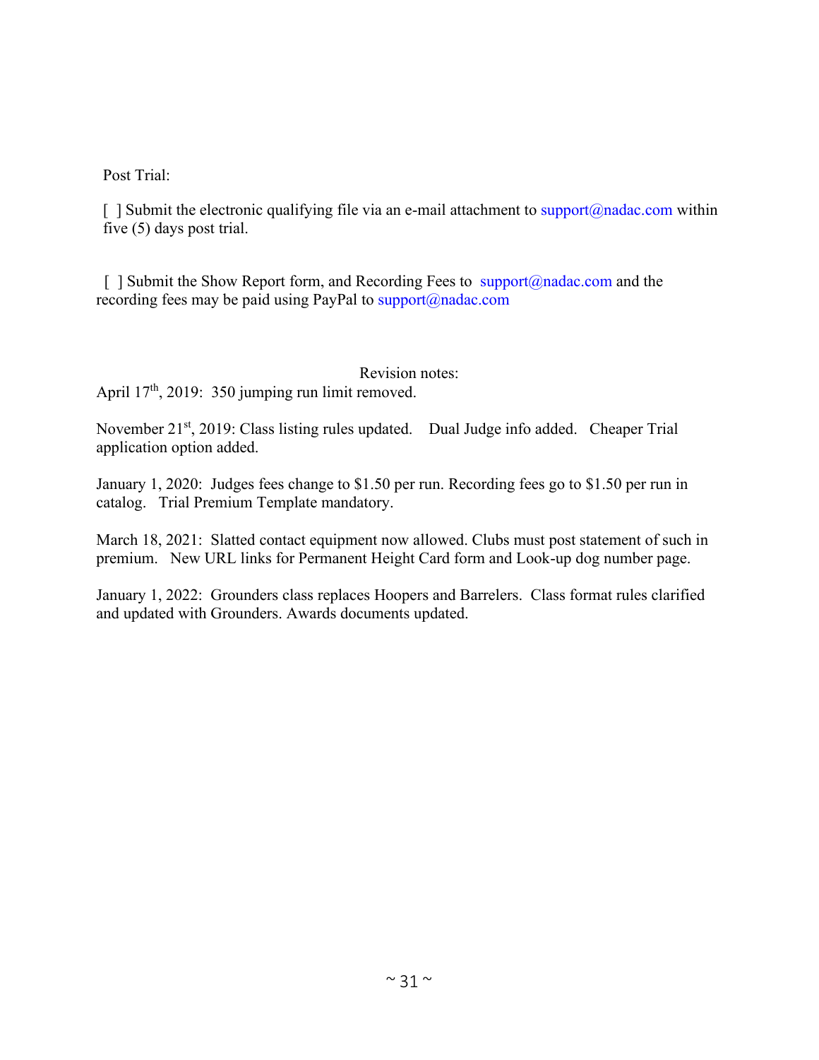Post Trial:

[ ] Submit the electronic qualifying file via an e-mail attachment to support@nadac.com within five (5) days post trial.

[ ] Submit the Show Report form, and Recording Fees to support@nadac.com and the recording fees may be paid using PayPal to support@nadac.com

Revision notes:

April 17th, 2019: 350 jumping run limit removed.

November 21st, 2019: Class listing rules updated. Dual Judge info added. Cheaper Trial application option added.

January 1, 2020: Judges fees change to $1.50 per run. Recording fees go to $1.50 per run in catalog. Trial Premium Template mandatory.

March 18, 2021: Slatted contact equipment now allowed. Clubs must post statement of such in premium. New URL links for Permanent Height Card form and Look-up dog number page.

January 1, 2022: Grounders class replaces Hoopers and Barrelers. Class format rules clarified and updated with Grounders. Awards documents updated.